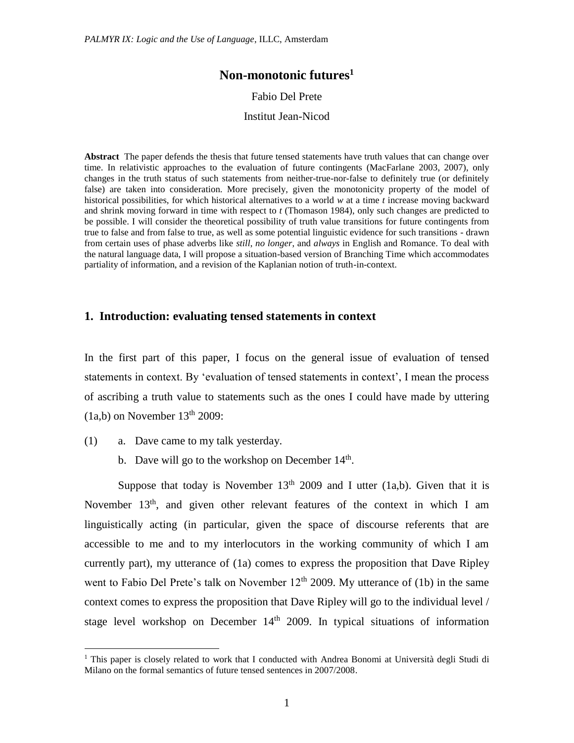# Non-monotonic futures[1]

Fabio Del Prete

Institut Jean-Nicod

**Abstract** The paper defends the thesis that future tensed statements have truth values that can change over time. In relativistic approaches to the evaluation of future contingents (MacFarlane 2003, 2007), only changes in the truth status of such statements from neither-true-nor-false to definitely true (or definitely false) are taken into consideration. More precisely, given the monotonicity property of the model of historical possibilities, for which historical alternatives to a world *w* at a time *t* increase moving backward and shrink moving forward in time with respect to *t* (Thomason 1984), only such changes are predicted to be possible. I will consider the theoretical possibility of truth value transitions for future contingents from true to false and from false to true, as well as some potential linguistic evidence for such transitions - drawn from certain uses of phase adverbs like *still*, *no longer*, and *always* in English and Romance. To deal with the natural language data, I will propose a situation-based version of Branching Time which accommodates partiality of information, and a revision of the Kaplanian notion of truth-in-context.

## 1. Introduction: evaluating tensed statements in context

In the first part of this paper, I focus on the general issue of evaluation of tensed statements in context. By 'evaluation of tensed statements in context', I mean the process of ascribing a truth value to statements such as the ones I could have made by uttering (1a,b) on November 13th 2009:

(1) a. Dave came to my talk yesterday.
    b. Dave will go to the workshop on December 14th.

Suppose that today is November 13th 2009 and I utter (1a,b). Given that it is November 13th, and given other relevant features of the context in which I am linguistically acting (in particular, given the space of discourse referents that are accessible to me and to my interlocutors in the working community of which I am currently part), my utterance of (1a) comes to express the proposition that Dave Ripley went to Fabio Del Prete's talk on November 12th 2009. My utterance of (1b) in the same context comes to express the proposition that Dave Ripley will go to the individual level / stage level workshop on December 14th 2009. In typical situations of information

[1] This paper is closely related to work that I conducted with Andrea Bonomi at Università degli Studi di Milano on the formal semantics of future tensed sentences in 2007/2008.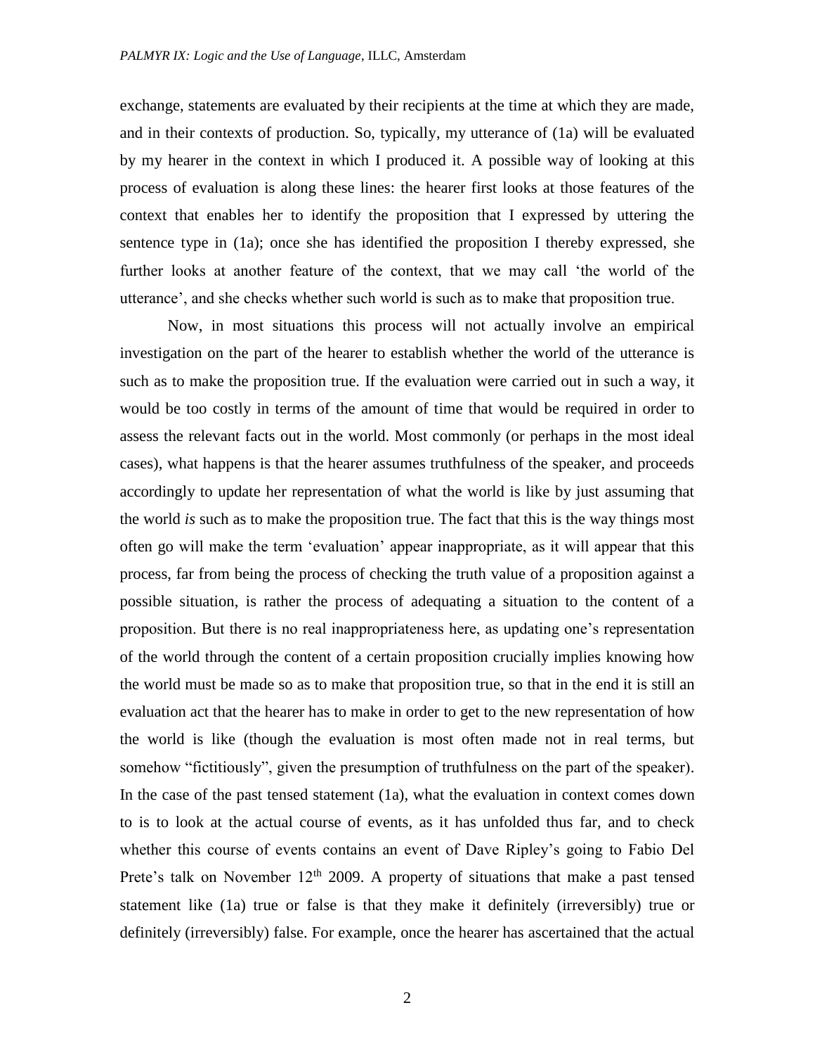exchange, statements are evaluated by their recipients at the time at which they are made, and in their contexts of production. So, typically, my utterance of (1a) will be evaluated by my hearer in the context in which I produced it. A possible way of looking at this process of evaluation is along these lines: the hearer first looks at those features of the context that enables her to identify the proposition that I expressed by uttering the sentence type in (1a); once she has identified the proposition I thereby expressed, she further looks at another feature of the context, that we may call 'the world of the utterance', and she checks whether such world is such as to make that proposition true.

Now, in most situations this process will not actually involve an empirical investigation on the part of the hearer to establish whether the world of the utterance is such as to make the proposition true. If the evaluation were carried out in such a way, it would be too costly in terms of the amount of time that would be required in order to assess the relevant facts out in the world. Most commonly (or perhaps in the most ideal cases), what happens is that the hearer assumes truthfulness of the speaker, and proceeds accordingly to update her representation of what the world is like by just assuming that the world *is* such as to make the proposition true. The fact that this is the way things most often go will make the term 'evaluation' appear inappropriate, as it will appear that this process, far from being the process of checking the truth value of a proposition against a possible situation, is rather the process of adequating a situation to the content of a proposition. But there is no real inappropriateness here, as updating one's representation of the world through the content of a certain proposition crucially implies knowing how the world must be made so as to make that proposition true, so that in the end it is still an evaluation act that the hearer has to make in order to get to the new representation of how the world is like (though the evaluation is most often made not in real terms, but somehow "fictitiously", given the presumption of truthfulness on the part of the speaker). In the case of the past tensed statement (1a), what the evaluation in context comes down to is to look at the actual course of events, as it has unfolded thus far, and to check whether this course of events contains an event of Dave Ripley's going to Fabio Del Prete's talk on November 12th 2009. A property of situations that make a past tensed statement like (1a) true or false is that they make it definitely (irreversibly) true or definitely (irreversibly) false. For example, once the hearer has ascertained that the actual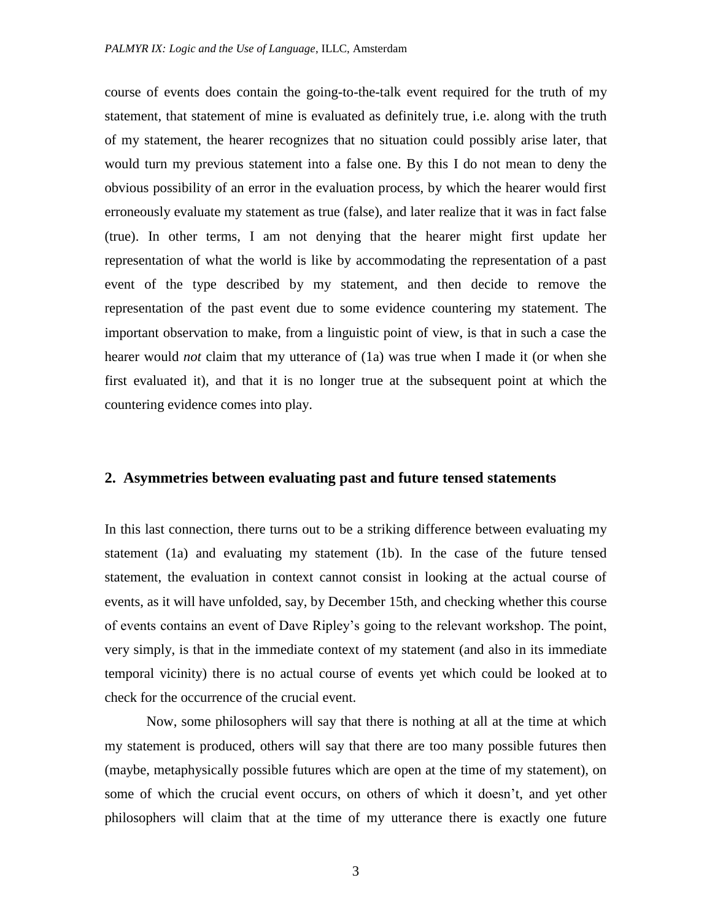course of events does contain the going-to-the-talk event required for the truth of my statement, that statement of mine is evaluated as definitely true, i.e. along with the truth of my statement, the hearer recognizes that no situation could possibly arise later, that would turn my previous statement into a false one. By this I do not mean to deny the obvious possibility of an error in the evaluation process, by which the hearer would first erroneously evaluate my statement as true (false), and later realize that it was in fact false (true). In other terms, I am not denying that the hearer might first update her representation of what the world is like by accommodating the representation of a past event of the type described by my statement, and then decide to remove the representation of the past event due to some evidence countering my statement. The important observation to make, from a linguistic point of view, is that in such a case the hearer would *not* claim that my utterance of (1a) was true when I made it (or when she first evaluated it), and that it is no longer true at the subsequent point at which the countering evidence comes into play.

## 2. Asymmetries between evaluating past and future tensed statements

In this last connection, there turns out to be a striking difference between evaluating my statement (1a) and evaluating my statement (1b). In the case of the future tensed statement, the evaluation in context cannot consist in looking at the actual course of events, as it will have unfolded, say, by December 15th, and checking whether this course of events contains an event of Dave Ripley's going to the relevant workshop. The point, very simply, is that in the immediate context of my statement (and also in its immediate temporal vicinity) there is no actual course of events yet which could be looked at to check for the occurrence of the crucial event.

Now, some philosophers will say that there is nothing at all at the time at which my statement is produced, others will say that there are too many possible futures then (maybe, metaphysically possible futures which are open at the time of my statement), on some of which the crucial event occurs, on others of which it doesn't, and yet other philosophers will claim that at the time of my utterance there is exactly one future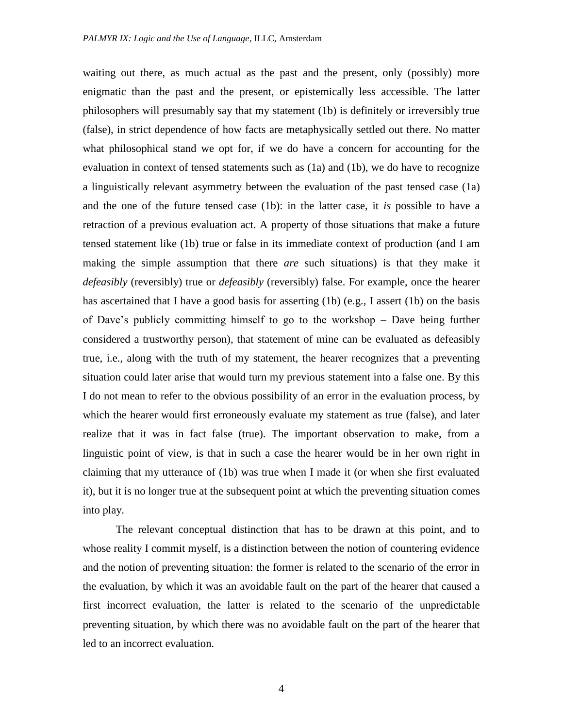waiting out there, as much actual as the past and the present, only (possibly) more enigmatic than the past and the present, or epistemically less accessible. The latter philosophers will presumably say that my statement (1b) is definitely or irreversibly true (false), in strict dependence of how facts are metaphysically settled out there. No matter what philosophical stand we opt for, if we do have a concern for accounting for the evaluation in context of tensed statements such as (1a) and (1b), we do have to recognize a linguistically relevant asymmetry between the evaluation of the past tensed case (1a) and the one of the future tensed case (1b): in the latter case, it *is* possible to have a retraction of a previous evaluation act. A property of those situations that make a future tensed statement like (1b) true or false in its immediate context of production (and I am making the simple assumption that there *are* such situations) is that they make it *defeasibly* (reversibly) true or *defeasibly* (reversibly) false. For example, once the hearer has ascertained that I have a good basis for asserting (1b) (e.g., I assert (1b) on the basis of Dave's publicly committing himself to go to the workshop – Dave being further considered a trustworthy person), that statement of mine can be evaluated as defeasibly true, i.e., along with the truth of my statement, the hearer recognizes that a preventing situation could later arise that would turn my previous statement into a false one. By this I do not mean to refer to the obvious possibility of an error in the evaluation process, by which the hearer would first erroneously evaluate my statement as true (false), and later realize that it was in fact false (true). The important observation to make, from a linguistic point of view, is that in such a case the hearer would be in her own right in claiming that my utterance of (1b) was true when I made it (or when she first evaluated it), but it is no longer true at the subsequent point at which the preventing situation comes into play.

The relevant conceptual distinction that has to be drawn at this point, and to whose reality I commit myself, is a distinction between the notion of countering evidence and the notion of preventing situation: the former is related to the scenario of the error in the evaluation, by which it was an avoidable fault on the part of the hearer that caused a first incorrect evaluation, the latter is related to the scenario of the unpredictable preventing situation, by which there was no avoidable fault on the part of the hearer that led to an incorrect evaluation.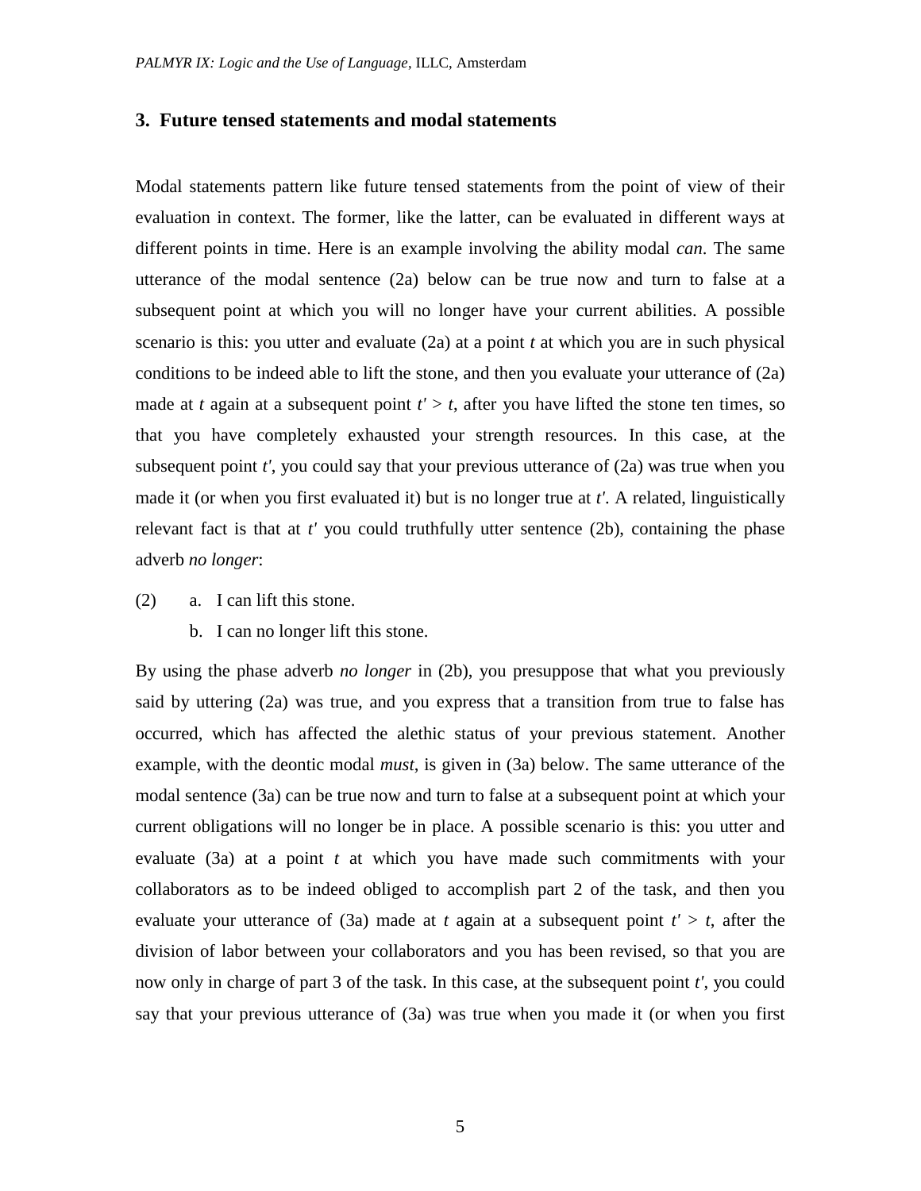## 3. Future tensed statements and modal statements

Modal statements pattern like future tensed statements from the point of view of their evaluation in context. The former, like the latter, can be evaluated in different ways at different points in time. Here is an example involving the ability modal *can*. The same utterance of the modal sentence (2a) below can be true now and turn to false at a subsequent point at which you will no longer have your current abilities. A possible scenario is this: you utter and evaluate (2a) at a point $t$ at which you are in such physical conditions to be indeed able to lift the stone, and then you evaluate your utterance of (2a) made at $t$ again at a subsequent point $t' > t$, after you have lifted the stone ten times, so that you have completely exhausted your strength resources. In this case, at the subsequent point $t'$, you could say that your previous utterance of (2a) was true when you made it (or when you first evaluated it) but is no longer true at $t'$. A related, linguistically relevant fact is that at $t'$ you could truthfully utter sentence (2b), containing the phase adverb *no longer*:

(2) a. I can lift this stone.

  b. I can no longer lift this stone.

By using the phase adverb *no longer* in (2b), you presuppose that what you previously said by uttering (2a) was true, and you express that a transition from true to false has occurred, which has affected the alethic status of your previous statement. Another example, with the deontic modal *must*, is given in (3a) below. The same utterance of the modal sentence (3a) can be true now and turn to false at a subsequent point at which your current obligations will no longer be in place. A possible scenario is this: you utter and evaluate (3a) at a point $t$ at which you have made such commitments with your collaborators as to be indeed obliged to accomplish part 2 of the task, and then you evaluate your utterance of (3a) made at $t$ again at a subsequent point $t' > t$, after the division of labor between your collaborators and you has been revised, so that you are now only in charge of part 3 of the task. In this case, at the subsequent point $t'$, you could say that your previous utterance of (3a) was true when you made it (or when you first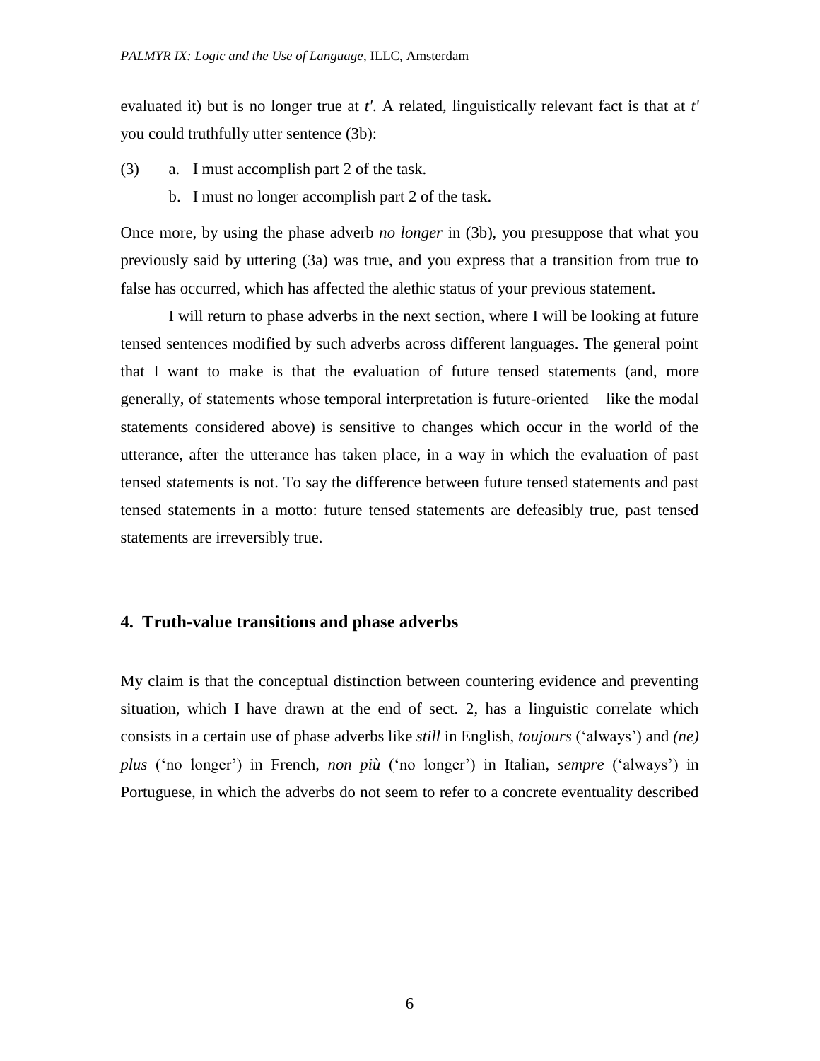evaluated it) but is no longer true at *t′*. A related, linguistically relevant fact is that at *t′* you could truthfully utter sentence (3b):

(3) a. I must accomplish part 2 of the task.
  b. I must no longer accomplish part 2 of the task.

Once more, by using the phase adverb *no longer* in (3b), you presuppose that what you previously said by uttering (3a) was true, and you express that a transition from true to false has occurred, which has affected the alethic status of your previous statement.

I will return to phase adverbs in the next section, where I will be looking at future tensed sentences modified by such adverbs across different languages. The general point that I want to make is that the evaluation of future tensed statements (and, more generally, of statements whose temporal interpretation is future-oriented – like the modal statements considered above) is sensitive to changes which occur in the world of the utterance, after the utterance has taken place, in a way in which the evaluation of past tensed statements is not. To say the difference between future tensed statements and past tensed statements in a motto: future tensed statements are defeasibly true, past tensed statements are irreversibly true.

## 4. Truth-value transitions and phase adverbs

My claim is that the conceptual distinction between countering evidence and preventing situation, which I have drawn at the end of sect. 2, has a linguistic correlate which consists in a certain use of phase adverbs like *still* in English, *toujours* ('always') and *(ne) plus* ('no longer') in French, *non più* ('no longer') in Italian, *sempre* ('always') in Portuguese, in which the adverbs do not seem to refer to a concrete eventuality described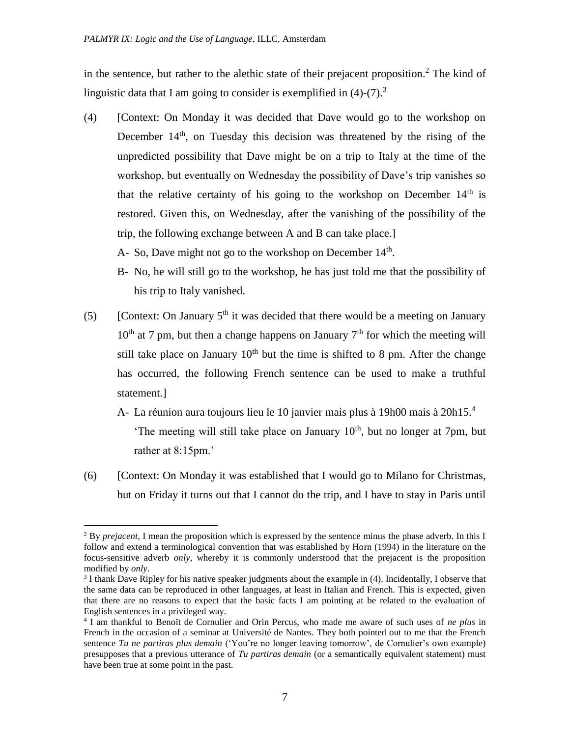in the sentence, but rather to the alethic state of their prejacent proposition.[2] The kind of linguistic data that I am going to consider is exemplified in (4)-(7).[3]

(4) [Context: On Monday it was decided that Dave would go to the workshop on December 14th, on Tuesday this decision was threatened by the rising of the unpredicted possibility that Dave might be on a trip to Italy at the time of the workshop, but eventually on Wednesday the possibility of Dave's trip vanishes so that the relative certainty of his going to the workshop on December 14th is restored. Given this, on Wednesday, after the vanishing of the possibility of the trip, the following exchange between A and B can take place.]

A- So, Dave might not go to the workshop on December 14th.

B- No, he will still go to the workshop, he has just told me that the possibility of his trip to Italy vanished.

(5) [Context: On January 5th it was decided that there would be a meeting on January 10th at 7 pm, but then a change happens on January 7th for which the meeting will still take place on January 10th but the time is shifted to 8 pm. After the change has occurred, the following French sentence can be used to make a truthful statement.]

A- La réunion aura toujours lieu le 10 janvier mais plus à 19h00 mais à 20h15.[4]

'The meeting will still take place on January 10th, but no longer at 7pm, but rather at 8:15pm.'

(6) [Context: On Monday it was established that I would go to Milano for Christmas, but on Friday it turns out that I cannot do the trip, and I have to stay in Paris until

---

[2] By *prejacent*, I mean the proposition which is expressed by the sentence minus the phase adverb. In this I follow and extend a terminological convention that was established by Horn (1994) in the literature on the focus-sensitive adverb *only*, whereby it is commonly understood that the prejacent is the proposition modified by *only*.

[3] I thank Dave Ripley for his native speaker judgments about the example in (4). Incidentally, I observe that the same data can be reproduced in other languages, at least in Italian and French. This is expected, given that there are no reasons to expect that the basic facts I am pointing at be related to the evaluation of English sentences in a privileged way.

[4] I am thankful to Benoît de Cornulier and Orin Percus, who made me aware of such uses of *ne plus* in French in the occasion of a seminar at Université de Nantes. They both pointed out to me that the French sentence *Tu ne partiras plus demain* ('You're no longer leaving tomorrow', de Cornulier's own example) presupposes that a previous utterance of *Tu partiras demain* (or a semantically equivalent statement) must have been true at some point in the past.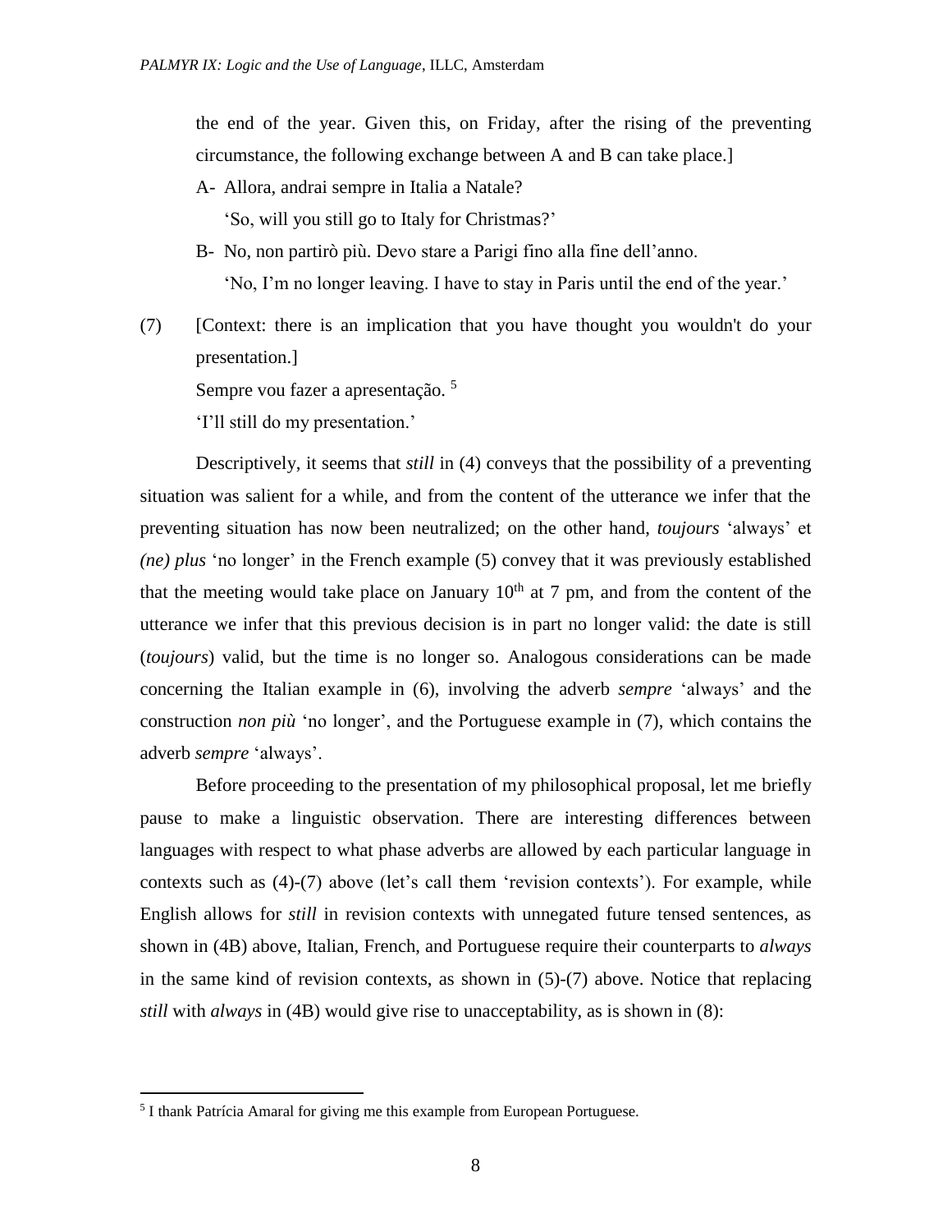the end of the year. Given this, on Friday, after the rising of the preventing circumstance, the following exchange between A and B can take place.]

A- Allora, andrai sempre in Italia a Natale?
'So, will you still go to Italy for Christmas?'

B- No, non partirò più. Devo stare a Parigi fino alla fine dell'anno.
'No, I'm no longer leaving. I have to stay in Paris until the end of the year.'

(7) [Context: there is an implication that you have thought you wouldn't do your presentation.]
Sempre vou fazer a apresentação. [5]
'I'll still do my presentation.'

Descriptively, it seems that *still* in (4) conveys that the possibility of a preventing situation was salient for a while, and from the content of the utterance we infer that the preventing situation has now been neutralized; on the other hand, *toujours* 'always' et *(ne) plus* 'no longer' in the French example (5) convey that it was previously established that the meeting would take place on January 10th at 7 pm, and from the content of the utterance we infer that this previous decision is in part no longer valid: the date is still (*toujours*) valid, but the time is no longer so. Analogous considerations can be made concerning the Italian example in (6), involving the adverb *sempre* 'always' and the construction *non più* 'no longer', and the Portuguese example in (7), which contains the adverb *sempre* 'always'.

Before proceeding to the presentation of my philosophical proposal, let me briefly pause to make a linguistic observation. There are interesting differences between languages with respect to what phase adverbs are allowed by each particular language in contexts such as (4)-(7) above (let's call them 'revision contexts'). For example, while English allows for *still* in revision contexts with unnegated future tensed sentences, as shown in (4B) above, Italian, French, and Portuguese require their counterparts to *always* in the same kind of revision contexts, as shown in (5)-(7) above. Notice that replacing *still* with *always* in (4B) would give rise to unacceptability, as is shown in (8):

[5] I thank Patrícia Amaral for giving me this example from European Portuguese.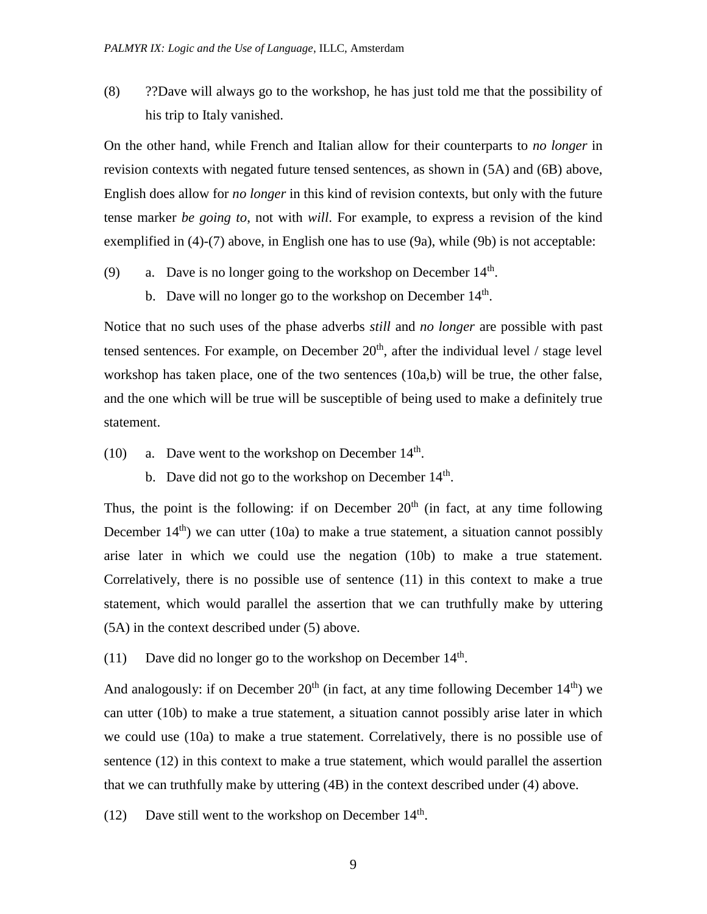(8) ??Dave will always go to the workshop, he has just told me that the possibility of his trip to Italy vanished.

On the other hand, while French and Italian allow for their counterparts to *no longer* in revision contexts with negated future tensed sentences, as shown in (5A) and (6B) above, English does allow for *no longer* in this kind of revision contexts, but only with the future tense marker *be going to*, not with *will*. For example, to express a revision of the kind exemplified in (4)-(7) above, in English one has to use (9a), while (9b) is not acceptable:

(9) a. Dave is no longer going to the workshop on December 14th.
    b. Dave will no longer go to the workshop on December 14th.

Notice that no such uses of the phase adverbs *still* and *no longer* are possible with past tensed sentences. For example, on December 20th, after the individual level / stage level workshop has taken place, one of the two sentences (10a,b) will be true, the other false, and the one which will be true will be susceptible of being used to make a definitely true statement.

(10) a. Dave went to the workshop on December 14th.
     b. Dave did not go to the workshop on December 14th.

Thus, the point is the following: if on December 20th (in fact, at any time following December 14th) we can utter (10a) to make a true statement, a situation cannot possibly arise later in which we could use the negation (10b) to make a true statement. Correlatively, there is no possible use of sentence (11) in this context to make a true statement, which would parallel the assertion that we can truthfully make by uttering (5A) in the context described under (5) above.

(11) Dave did no longer go to the workshop on December 14th.

And analogously: if on December 20th (in fact, at any time following December 14th) we can utter (10b) to make a true statement, a situation cannot possibly arise later in which we could use (10a) to make a true statement. Correlatively, there is no possible use of sentence (12) in this context to make a true statement, which would parallel the assertion that we can truthfully make by uttering (4B) in the context described under (4) above.

(12) Dave still went to the workshop on December 14th.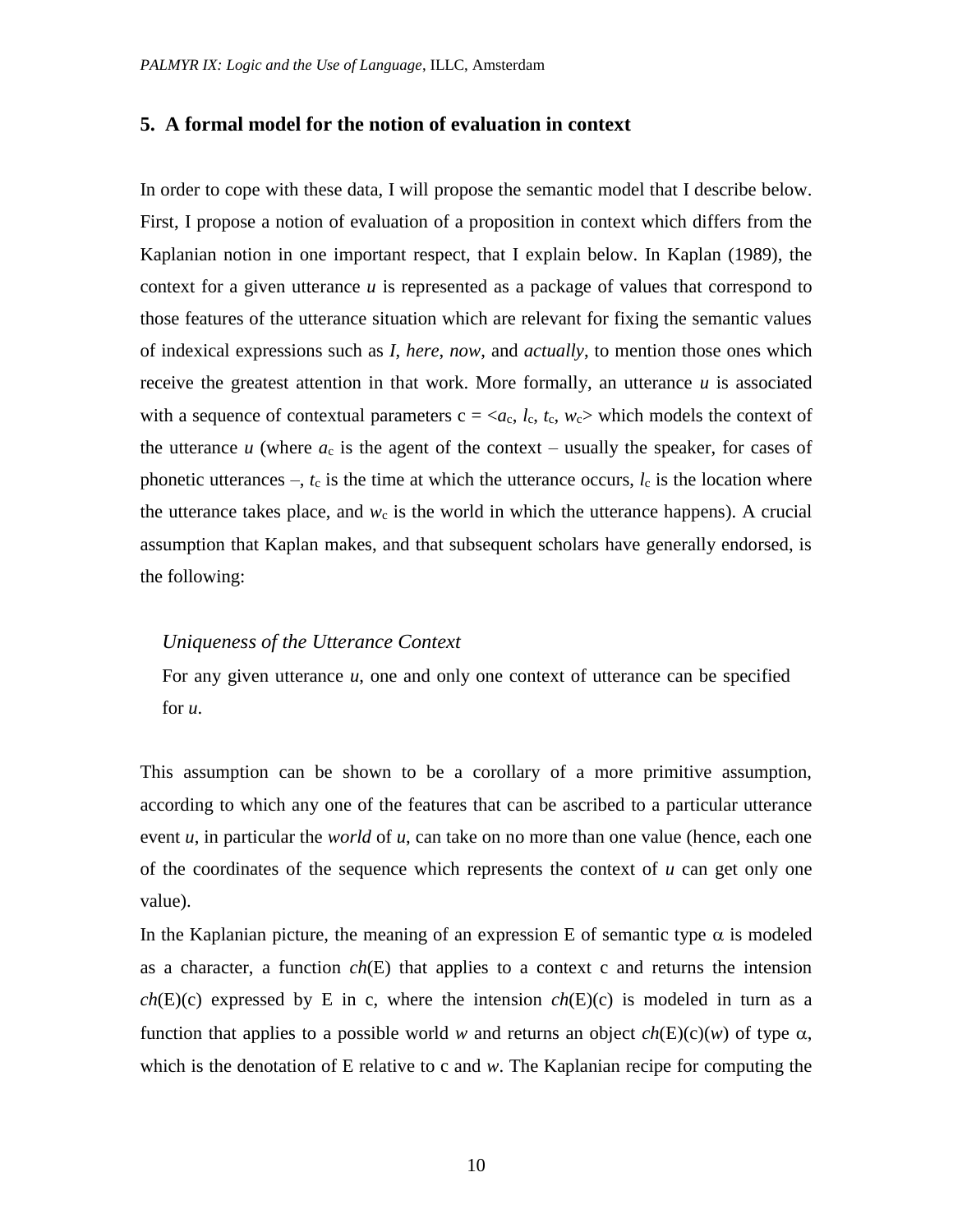## 5. A formal model for the notion of evaluation in context

In order to cope with these data, I will propose the semantic model that I describe below. First, I propose a notion of evaluation of a proposition in context which differs from the Kaplanian notion in one important respect, that I explain below. In Kaplan (1989), the context for a given utterance *u* is represented as a package of values that correspond to those features of the utterance situation which are relevant for fixing the semantic values of indexical expressions such as *I*, *here*, *now*, and *actually*, to mention those ones which receive the greatest attention in that work. More formally, an utterance *u* is associated with a sequence of contextual parameters c = $<a_c, l_c, t_c, w_c>$ which models the context of the utterance *u* (where $a_c$ is the agent of the context – usually the speaker, for cases of phonetic utterances –, $t_c$ is the time at which the utterance occurs, $l_c$ is the location where the utterance takes place, and $w_c$ is the world in which the utterance happens). A crucial assumption that Kaplan makes, and that subsequent scholars have generally endorsed, is the following:

> *Uniqueness of the Utterance Context*
>
> For any given utterance *u*, one and only one context of utterance can be specified for *u*.

This assumption can be shown to be a corollary of a more primitive assumption, according to which any one of the features that can be ascribed to a particular utterance event *u*, in particular the *world* of *u*, can take on no more than one value (hence, each one of the coordinates of the sequence which represents the context of *u* can get only one value).

In the Kaplanian picture, the meaning of an expression E of semantic type $\alpha$ is modeled as a character, a function *ch*(E) that applies to a context c and returns the intension *ch*(E)(c) expressed by E in c, where the intension *ch*(E)(c) is modeled in turn as a function that applies to a possible world *w* and returns an object *ch*(E)(c)(*w*) of type $\alpha$, which is the denotation of E relative to c and *w*. The Kaplanian recipe for computing the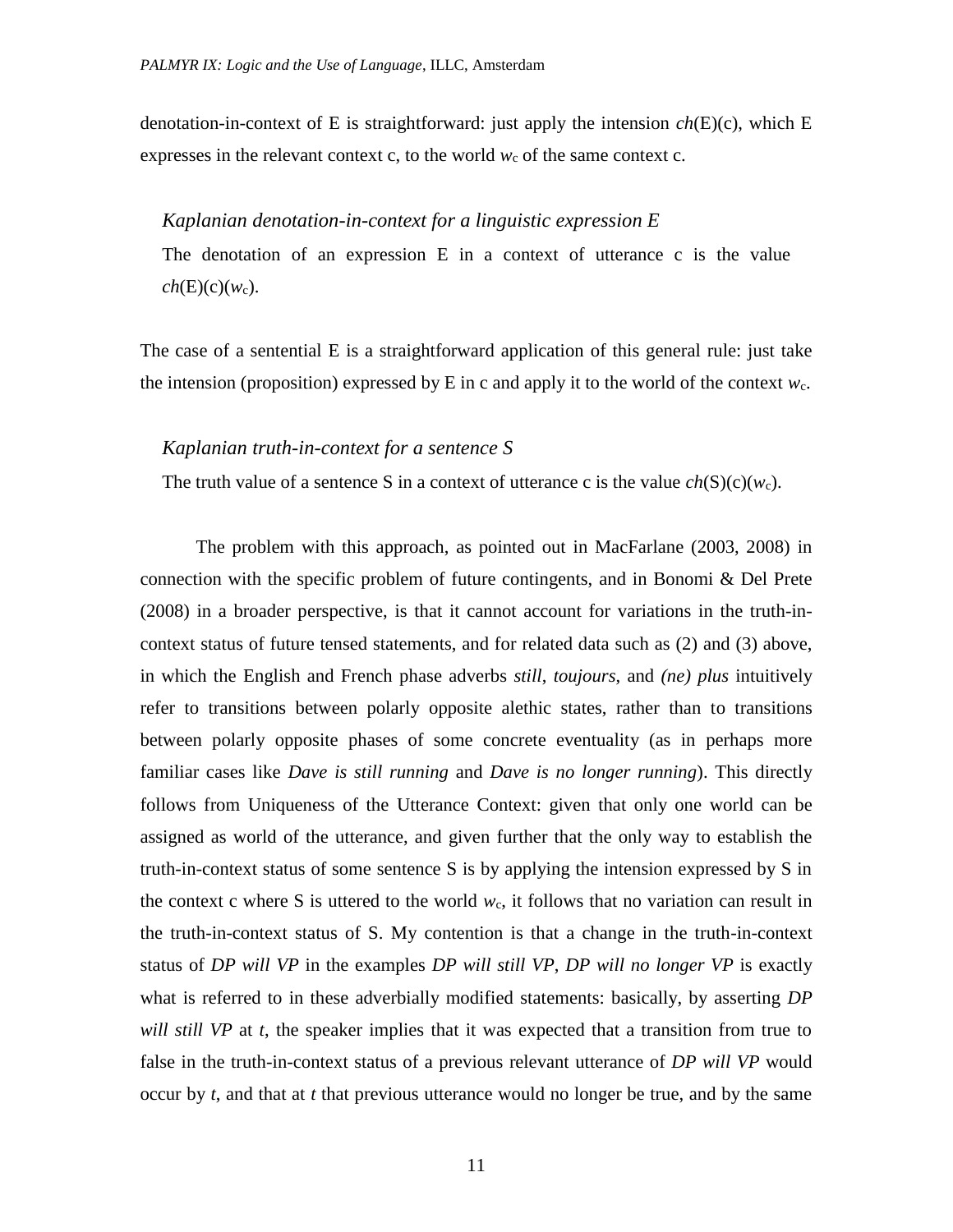denotation-in-context of E is straightforward: just apply the intension *ch*(E)(c), which E expresses in the relevant context c, to the world $w_c$ of the same context c.

> *Kaplanian denotation-in-context for a linguistic expression E*
>
> The denotation of an expression E in a context of utterance c is the value *ch*(E)(c)($w_c$).

The case of a sentential E is a straightforward application of this general rule: just take the intension (proposition) expressed by E in c and apply it to the world of the context $w_c$.

> *Kaplanian truth-in-context for a sentence S*
>
> The truth value of a sentence S in a context of utterance c is the value *ch*(S)(c)($w_c$).

The problem with this approach, as pointed out in MacFarlane (2003, 2008) in connection with the specific problem of future contingents, and in Bonomi & Del Prete (2008) in a broader perspective, is that it cannot account for variations in the truth-in-context status of future tensed statements, and for related data such as (2) and (3) above, in which the English and French phase adverbs *still*, *toujours*, and *(ne) plus* intuitively refer to transitions between polarly opposite alethic states, rather than to transitions between polarly opposite phases of some concrete eventuality (as in perhaps more familiar cases like *Dave is still running* and *Dave is no longer running*). This directly follows from Uniqueness of the Utterance Context: given that only one world can be assigned as world of the utterance, and given further that the only way to establish the truth-in-context status of some sentence S is by applying the intension expressed by S in the context c where S is uttered to the world $w_c$, it follows that no variation can result in the truth-in-context status of S. My contention is that a change in the truth-in-context status of *DP will VP* in the examples *DP will still VP*, *DP will no longer VP* is exactly what is referred to in these adverbially modified statements: basically, by asserting *DP will still VP* at *t*, the speaker implies that it was expected that a transition from true to false in the truth-in-context status of a previous relevant utterance of *DP will VP* would occur by *t*, and that at *t* that previous utterance would no longer be true, and by the same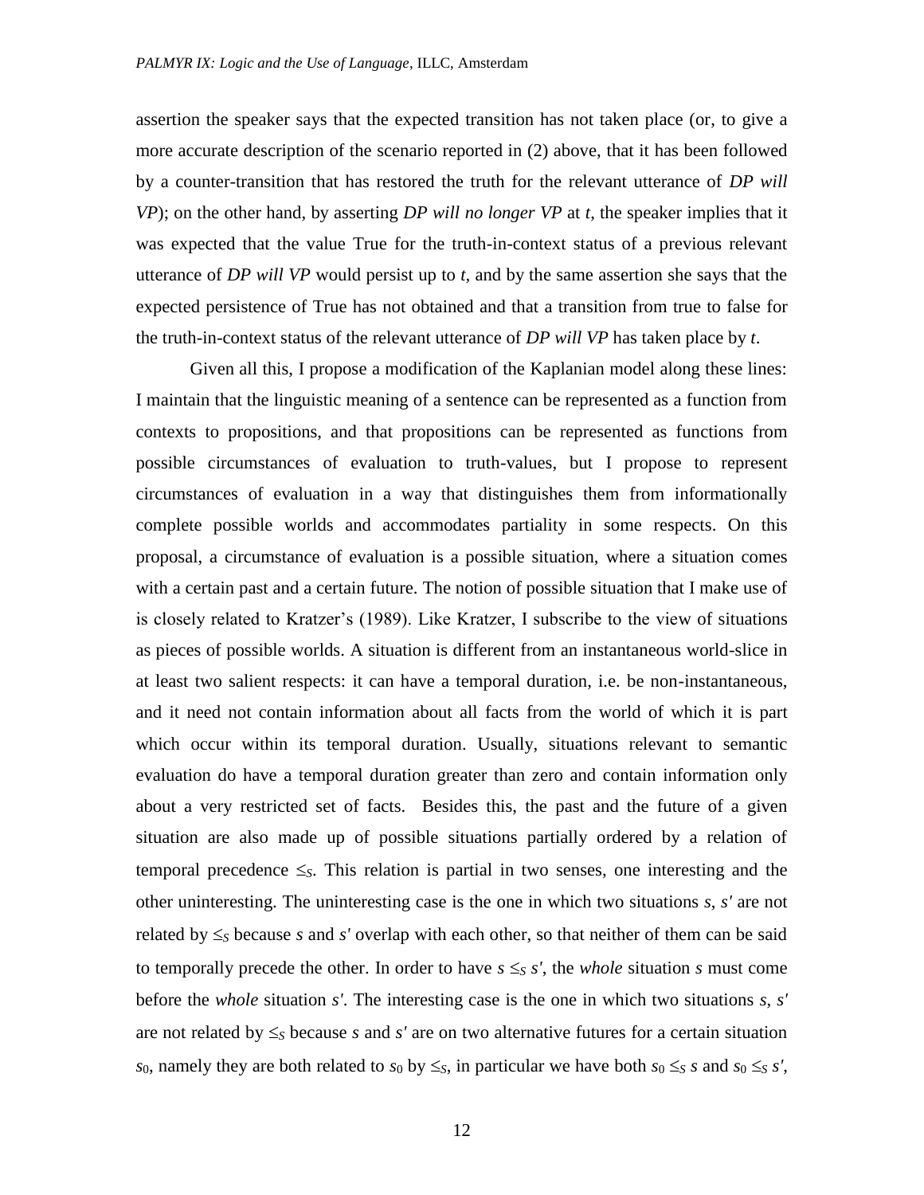assertion the speaker says that the expected transition has not taken place (or, to give a more accurate description of the scenario reported in (2) above, that it has been followed by a counter-transition that has restored the truth for the relevant utterance of *DP will VP*); on the other hand, by asserting *DP will no longer VP* at *t*, the speaker implies that it was expected that the value True for the truth-in-context status of a previous relevant utterance of *DP will VP* would persist up to *t*, and by the same assertion she says that the expected persistence of True has not obtained and that a transition from true to false for the truth-in-context status of the relevant utterance of *DP will VP* has taken place by *t*.

Given all this, I propose a modification of the Kaplanian model along these lines: I maintain that the linguistic meaning of a sentence can be represented as a function from contexts to propositions, and that propositions can be represented as functions from possible circumstances of evaluation to truth-values, but I propose to represent circumstances of evaluation in a way that distinguishes them from informationally complete possible worlds and accommodates partiality in some respects. On this proposal, a circumstance of evaluation is a possible situation, where a situation comes with a certain past and a certain future. The notion of possible situation that I make use of is closely related to Kratzer's (1989). Like Kratzer, I subscribe to the view of situations as pieces of possible worlds. A situation is different from an instantaneous world-slice in at least two salient respects: it can have a temporal duration, i.e. be non-instantaneous, and it need not contain information about all facts from the world of which it is part which occur within its temporal duration. Usually, situations relevant to semantic evaluation do have a temporal duration greater than zero and contain information only about a very restricted set of facts. Besides this, the past and the future of a given situation are also made up of possible situations partially ordered by a relation of temporal precedence $\leq_S$. This relation is partial in two senses, one interesting and the other uninteresting. The uninteresting case is the one in which two situations $s$, $s'$ are not related by $\leq_S$ because $s$ and $s'$ overlap with each other, so that neither of them can be said to temporally precede the other. In order to have $s \leq_S s'$, the *whole* situation $s$ must come before the *whole* situation $s'$. The interesting case is the one in which two situations $s$, $s'$ are not related by $\leq_S$ because $s$ and $s'$ are on two alternative futures for a certain situation $s_0$, namely they are both related to $s_0$ by $\leq_S$, in particular we have both $s_0 \leq_S s$ and $s_0 \leq_S s'$,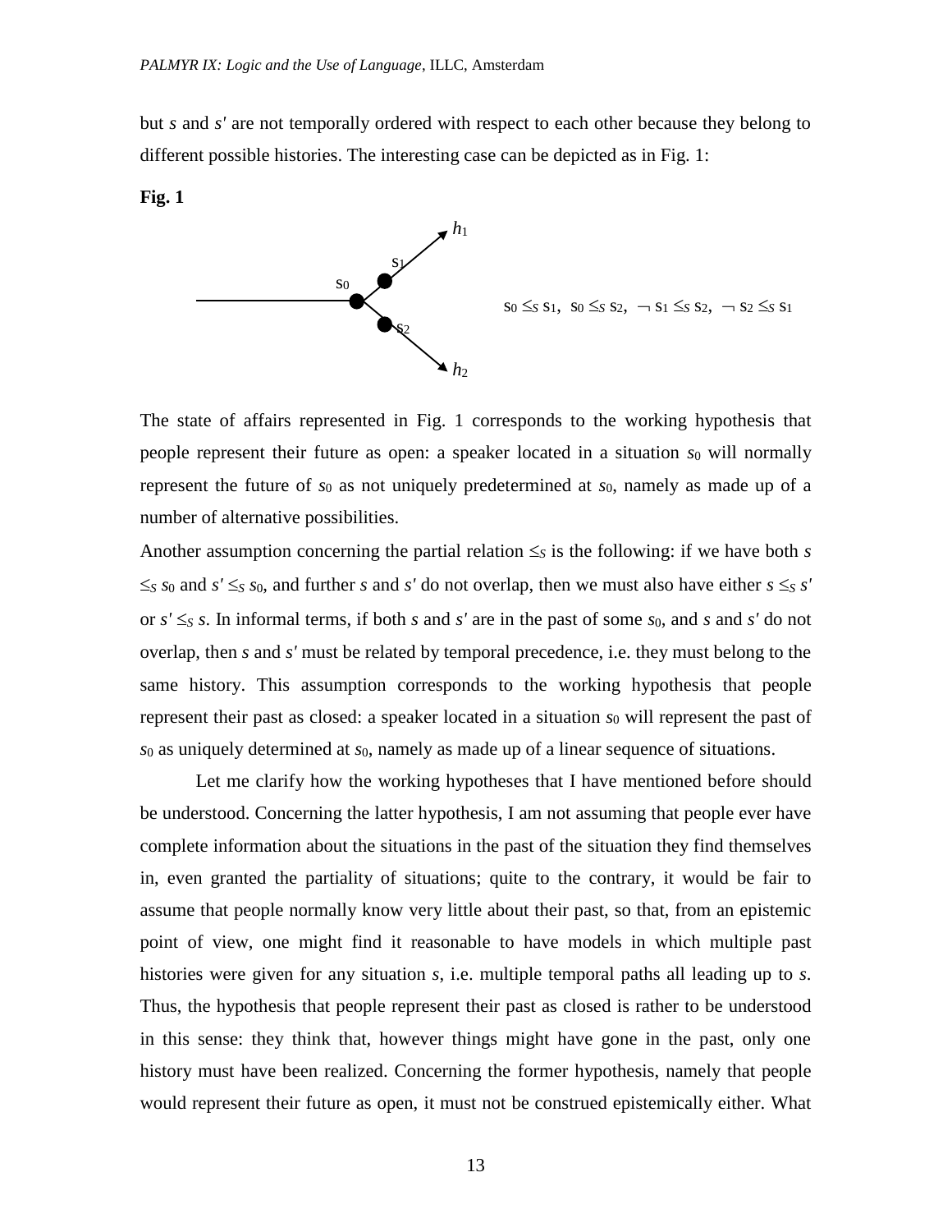but *s* and *s′* are not temporally ordered with respect to each other because they belong to different possible histories. The interesting case can be depicted as in Fig. 1:

**Fig. 1**

$h_1$

$s_1$

$s_0$

$s_2$

$h_2$

$s_0 \leq_S s_1,\ s_0 \leq_S s_2,\ \neg\, s_1 \leq_S s_2,\ \neg\, s_2 \leq_S s_1$

The state of affairs represented in Fig. 1 corresponds to the working hypothesis that people represent their future as open: a speaker located in a situation $s_0$ will normally represent the future of $s_0$ as not uniquely predetermined at $s_0$, namely as made up of a number of alternative possibilities.

Another assumption concerning the partial relation $\leq_S$ is the following: if we have both $s \leq_S s_0$ and $s' \leq_S s_0$, and further *s* and *s′* do not overlap, then we must also have either $s \leq_S s'$ or $s' \leq_S s$. In informal terms, if both *s* and *s′* are in the past of some $s_0$, and *s* and *s′* do not overlap, then *s* and *s′* must be related by temporal precedence, i.e. they must belong to the same history. This assumption corresponds to the working hypothesis that people represent their past as closed: a speaker located in a situation $s_0$ will represent the past of $s_0$ as uniquely determined at $s_0$, namely as made up of a linear sequence of situations.

Let me clarify how the working hypotheses that I have mentioned before should be understood. Concerning the latter hypothesis, I am not assuming that people ever have complete information about the situations in the past of the situation they find themselves in, even granted the partiality of situations; quite to the contrary, it would be fair to assume that people normally know very little about their past, so that, from an epistemic point of view, one might find it reasonable to have models in which multiple past histories were given for any situation *s*, i.e. multiple temporal paths all leading up to *s*. Thus, the hypothesis that people represent their past as closed is rather to be understood in this sense: they think that, however things might have gone in the past, only one history must have been realized. Concerning the former hypothesis, namely that people would represent their future as open, it must not be construed epistemically either. What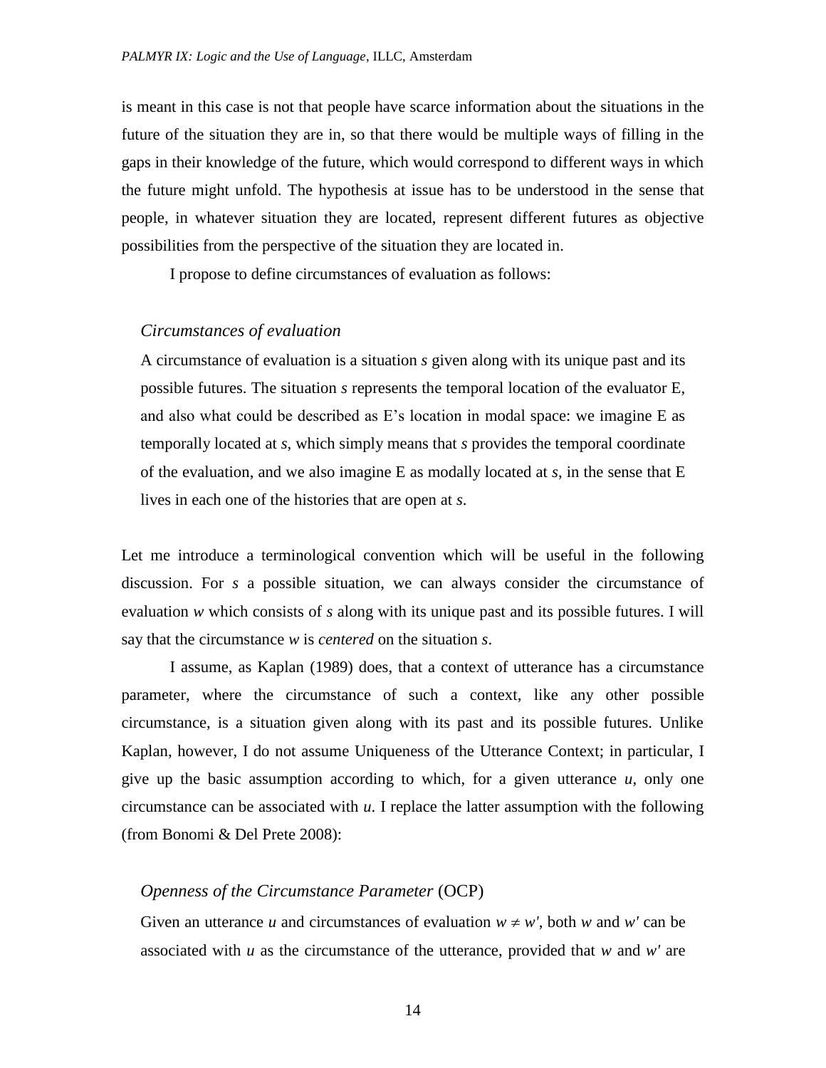is meant in this case is not that people have scarce information about the situations in the future of the situation they are in, so that there would be multiple ways of filling in the gaps in their knowledge of the future, which would correspond to different ways in which the future might unfold. The hypothesis at issue has to be understood in the sense that people, in whatever situation they are located, represent different futures as objective possibilities from the perspective of the situation they are located in.

I propose to define circumstances of evaluation as follows:

> *Circumstances of evaluation*
>
> A circumstance of evaluation is a situation *s* given along with its unique past and its possible futures. The situation *s* represents the temporal location of the evaluator E, and also what could be described as E's location in modal space: we imagine E as temporally located at *s*, which simply means that *s* provides the temporal coordinate of the evaluation, and we also imagine E as modally located at *s*, in the sense that E lives in each one of the histories that are open at *s*.

Let me introduce a terminological convention which will be useful in the following discussion. For *s* a possible situation, we can always consider the circumstance of evaluation *w* which consists of *s* along with its unique past and its possible futures. I will say that the circumstance *w* is *centered* on the situation *s*.

I assume, as Kaplan (1989) does, that a context of utterance has a circumstance parameter, where the circumstance of such a context, like any other possible circumstance, is a situation given along with its past and its possible futures. Unlike Kaplan, however, I do not assume Uniqueness of the Utterance Context; in particular, I give up the basic assumption according to which, for a given utterance *u*, only one circumstance can be associated with *u*. I replace the latter assumption with the following (from Bonomi & Del Prete 2008):

> *Openness of the Circumstance Parameter* (OCP)
>
> Given an utterance *u* and circumstances of evaluation $w \neq w'$, both *w* and *w'* can be associated with *u* as the circumstance of the utterance, provided that *w* and *w'* are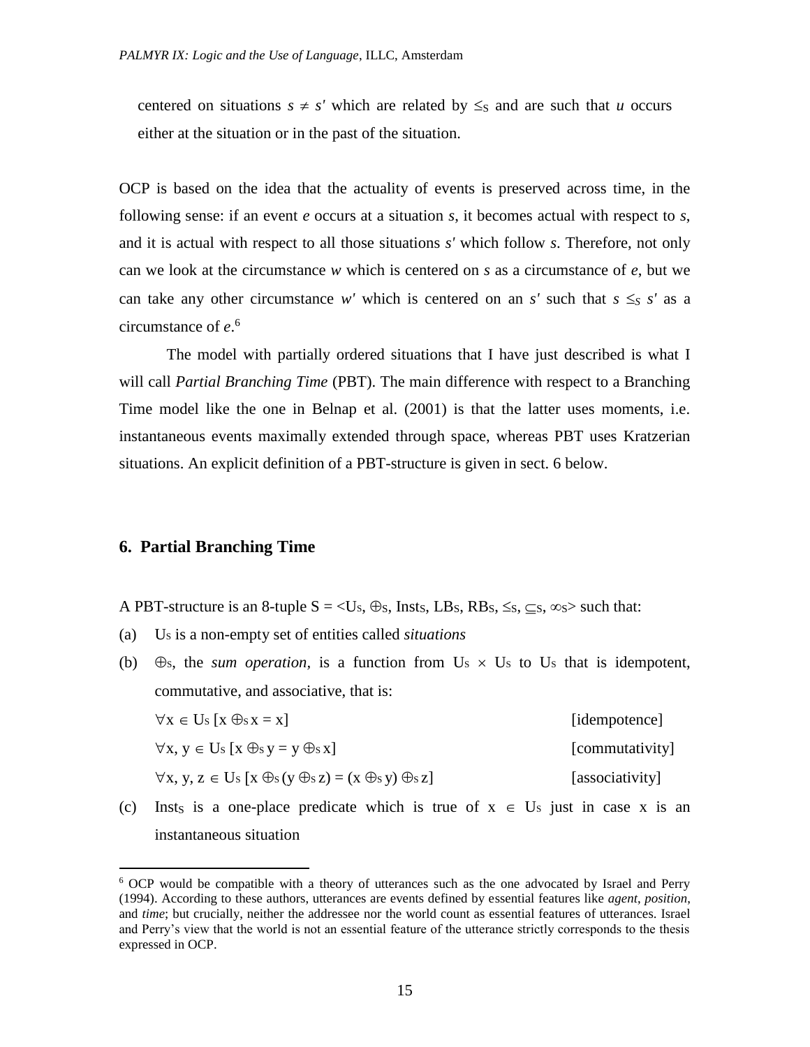centered on situations $s \neq s'$ which are related by $\leq_S$ and are such that *u* occurs either at the situation or in the past of the situation.

OCP is based on the idea that the actuality of events is preserved across time, in the following sense: if an event *e* occurs at a situation *s*, it becomes actual with respect to *s*, and it is actual with respect to all those situations *s'* which follow *s*. Therefore, not only can we look at the circumstance *w* which is centered on *s* as a circumstance of *e*, but we can take any other circumstance *w'* which is centered on an *s'* such that $s \leq_S s'$ as a circumstance of *e*.[6]

The model with partially ordered situations that I have just described is what I will call *Partial Branching Time* (PBT). The main difference with respect to a Branching Time model like the one in Belnap et al. (2001) is that the latter uses moments, i.e. instantaneous events maximally extended through space, whereas PBT uses Kratzerian situations. An explicit definition of a PBT-structure is given in sect. 6 below.

## 6. Partial Branching Time

A PBT-structure is an 8-tuple $S = \langle U_S, \oplus_S, Inst_S, LB_S, RB_S, \leq_S, \subseteq_S, \infty_S \rangle$ such that:

(a) $U_S$ is a non-empty set of entities called *situations*

(b) $\oplus_S$, the *sum operation*, is a function from $U_S \times U_S$ to $U_S$ that is idempotent, commutative, and associative, that is:

$\forall x \in U_S\, [x \oplus_S x = x]$ [idempotence]

$\forall x, y \in U_S\, [x \oplus_S y = y \oplus_S x]$ [commutativity]

$\forall x, y, z \in U_S\, [x \oplus_S (y \oplus_S z) = (x \oplus_S y) \oplus_S z]$ [associativity]

(c) $Inst_S$ is a one-place predicate which is true of $x \in U_S$ just in case x is an instantaneous situation

[6] OCP would be compatible with a theory of utterances such as the one advocated by Israel and Perry (1994). According to these authors, utterances are events defined by essential features like *agent*, *position*, and *time*; but crucially, neither the addressee nor the world count as essential features of utterances. Israel and Perry's view that the world is not an essential feature of the utterance strictly corresponds to the thesis expressed in OCP.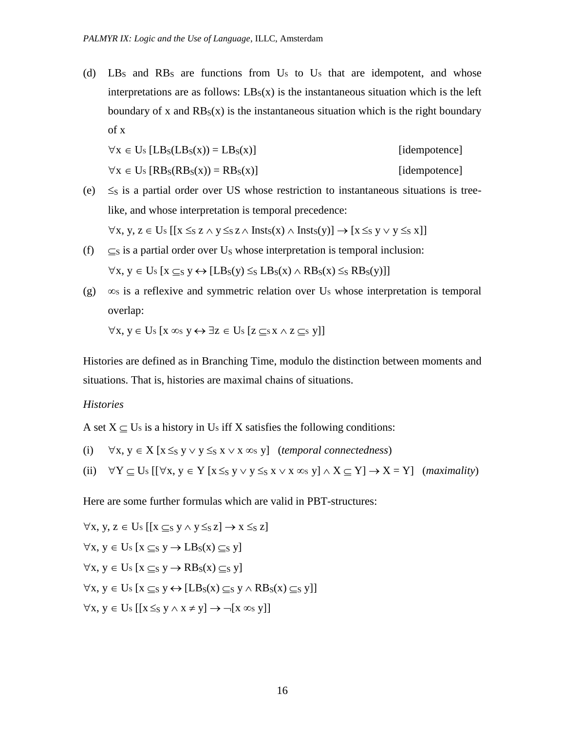(d) $LB_S$ and $RB_S$ are functions from $U_S$ to $U_S$ that are idempotent, and whose interpretations are as follows: $LB_S(x)$ is the instantaneous situation which is the left boundary of x and $RB_S(x)$ is the instantaneous situation which is the right boundary of x

$\forall x \in U_S\ [LB_S(LB_S(x)) = LB_S(x)]$ [idempotence]

$\forall x \in U_S\ [RB_S(RB_S(x)) = RB_S(x)]$ [idempotence]

(e) $\leq_S$ is a partial order over US whose restriction to instantaneous situations is tree-like, and whose interpretation is temporal precedence:

$\forall x, y, z \in U_S\ [[x \leq_S z \wedge y \leq_S z \wedge Inst_S(x) \wedge Inst_S(y)] \rightarrow [x \leq_S y \vee y \leq_S x]]$

(f) $\subseteq_S$ is a partial order over $U_S$ whose interpretation is temporal inclusion:

$\forall x, y \in U_S\ [x \subseteq_S y \leftrightarrow [LB_S(y) \leq_S LB_S(x) \wedge RB_S(x) \leq_S RB_S(y)]]$

(g) $\infty_S$ is a reflexive and symmetric relation over $U_S$ whose interpretation is temporal overlap:

$\forall x, y \in U_S\ [x \infty_S y \leftrightarrow \exists z \in U_S\ [z \subseteq_S x \wedge z \subseteq_S y]]$

Histories are defined as in Branching Time, modulo the distinction between moments and situations. That is, histories are maximal chains of situations.

*Histories*

A set $X \subseteq U_S$ is a history in $U_S$ iff X satisfies the following conditions:

(i) $\forall x, y \in X\ [x \leq_S y \vee y \leq_S x \vee x \infty_S y]$ (*temporal connectedness*)

(ii) $\forall Y \subseteq U_S\ [[\forall x, y \in Y\ [x \leq_S y \vee y \leq_S x \vee x \infty_S y] \wedge X \subseteq Y] \rightarrow X = Y]$ (*maximality*)

Here are some further formulas which are valid in PBT-structures:

$\forall x, y, z \in U_S\ [[x \subseteq_S y \wedge y \leq_S z] \rightarrow x \leq_S z]$

$\forall x, y \in U_S\ [x \subseteq_S y \rightarrow LB_S(x) \subseteq_S y]$

$\forall x, y \in U_S\ [x \subseteq_S y \rightarrow RB_S(x) \subseteq_S y]$

$\forall x, y \in U_S\ [x \subseteq_S y \leftrightarrow [LB_S(x) \subseteq_S y \wedge RB_S(x) \subseteq_S y]]$

$\forall x, y \in U_S\ [[x \leq_S y \wedge x \neq y] \rightarrow \neg[x \infty_S y]]$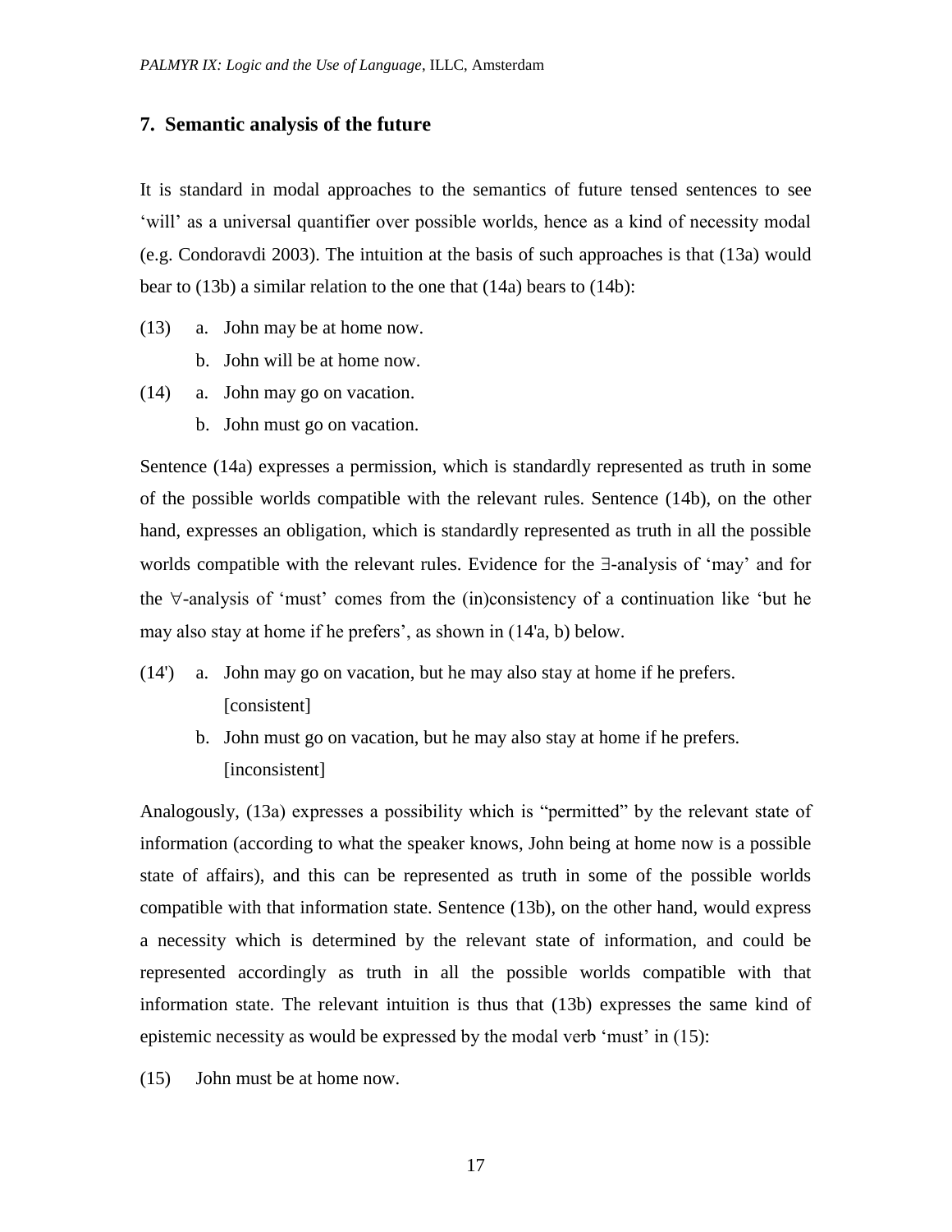## 7. Semantic analysis of the future

It is standard in modal approaches to the semantics of future tensed sentences to see 'will' as a universal quantifier over possible worlds, hence as a kind of necessity modal (e.g. Condoravdi 2003). The intuition at the basis of such approaches is that (13a) would bear to (13b) a similar relation to the one that (14a) bears to (14b):

(13) a. John may be at home now.

b. John will be at home now.

(14) a. John may go on vacation.

b. John must go on vacation.

Sentence (14a) expresses a permission, which is standardly represented as truth in some of the possible worlds compatible with the relevant rules. Sentence (14b), on the other hand, expresses an obligation, which is standardly represented as truth in all the possible worlds compatible with the relevant rules. Evidence for the $\exists$-analysis of 'may' and for the $\forall$-analysis of 'must' comes from the (in)consistency of a continuation like 'but he may also stay at home if he prefers', as shown in (14'a, b) below.

(14') a. John may go on vacation, but he may also stay at home if he prefers. [consistent]

b. John must go on vacation, but he may also stay at home if he prefers. [inconsistent]

Analogously, (13a) expresses a possibility which is "permitted" by the relevant state of information (according to what the speaker knows, John being at home now is a possible state of affairs), and this can be represented as truth in some of the possible worlds compatible with that information state. Sentence (13b), on the other hand, would express a necessity which is determined by the relevant state of information, and could be represented accordingly as truth in all the possible worlds compatible with that information state. The relevant intuition is thus that (13b) expresses the same kind of epistemic necessity as would be expressed by the modal verb 'must' in (15):

(15) John must be at home now.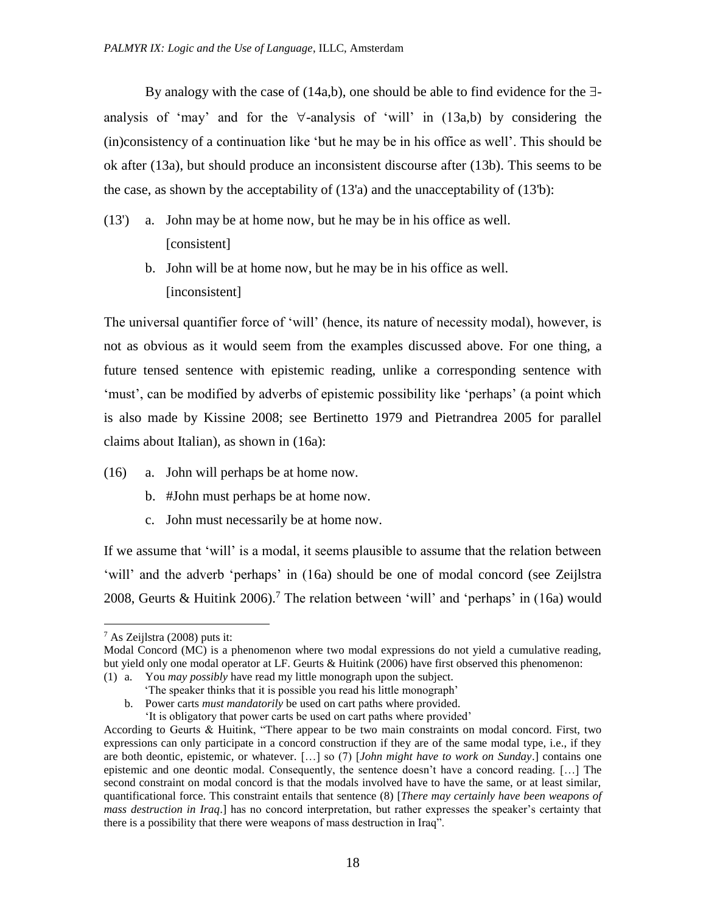By analogy with the case of (14a,b), one should be able to find evidence for the ∃-analysis of 'may' and for the ∀-analysis of 'will' in (13a,b) by considering the (in)consistency of a continuation like 'but he may be in his office as well'. This should be ok after (13a), but should produce an inconsistent discourse after (13b). This seems to be the case, as shown by the acceptability of (13'a) and the unacceptability of (13'b):

(13') a. John may be at home now, but he may be in his office as well. [consistent]

b. John will be at home now, but he may be in his office as well. [inconsistent]

The universal quantifier force of 'will' (hence, its nature of necessity modal), however, is not as obvious as it would seem from the examples discussed above. For one thing, a future tensed sentence with epistemic reading, unlike a corresponding sentence with 'must', can be modified by adverbs of epistemic possibility like 'perhaps' (a point which is also made by Kissine 2008; see Bertinetto 1979 and Pietrandrea 2005 for parallel claims about Italian), as shown in (16a):

(16) a. John will perhaps be at home now.

b. #John must perhaps be at home now.

c. John must necessarily be at home now.

If we assume that 'will' is a modal, it seems plausible to assume that the relation between 'will' and the adverb 'perhaps' in (16a) should be one of modal concord (see Zeijlstra 2008, Geurts & Huitink 2006).[7] The relation between 'will' and 'perhaps' in (16a) would

---

[7] As Zeijlstra (2008) puts it:

Modal Concord (MC) is a phenomenon where two modal expressions do not yield a cumulative reading, but yield only one modal operator at LF. Geurts & Huitink (2006) have first observed this phenomenon:

(1) a. You *may possibly* have read my little monograph upon the subject.
'The speaker thinks that it is possible you read his little monograph'

b. Power carts *must mandatorily* be used on cart paths where provided.
'It is obligatory that power carts be used on cart paths where provided'

According to Geurts & Huitink, "There appear to be two main constraints on modal concord. First, two expressions can only participate in a concord construction if they are of the same modal type, i.e., if they are both deontic, epistemic, or whatever. […] so (7) [*John might have to work on Sunday*.] contains one epistemic and one deontic modal. Consequently, the sentence doesn't have a concord reading. […] The second constraint on modal concord is that the modals involved have to have the same, or at least similar, quantificational force. This constraint entails that sentence (8) [*There may certainly have been weapons of mass destruction in Iraq*.] has no concord interpretation, but rather expresses the speaker's certainty that there is a possibility that there were weapons of mass destruction in Iraq".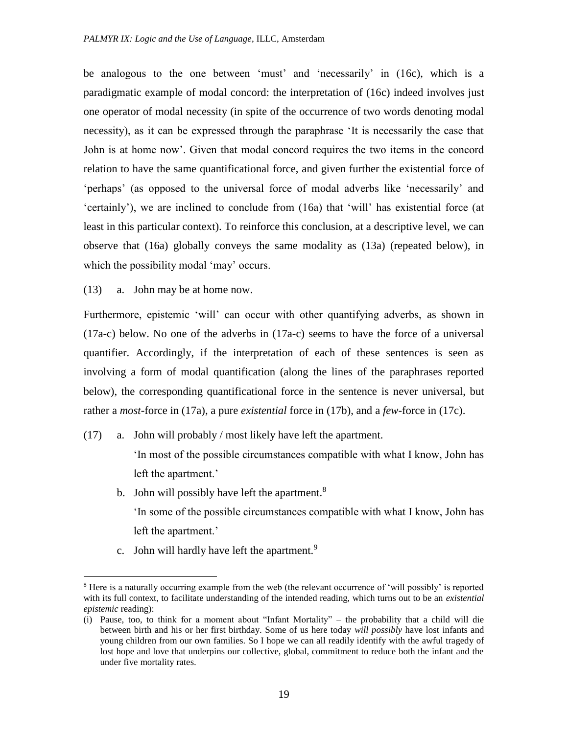be analogous to the one between 'must' and 'necessarily' in (16c), which is a paradigmatic example of modal concord: the interpretation of (16c) indeed involves just one operator of modal necessity (in spite of the occurrence of two words denoting modal necessity), as it can be expressed through the paraphrase 'It is necessarily the case that John is at home now'. Given that modal concord requires the two items in the concord relation to have the same quantificational force, and given further the existential force of 'perhaps' (as opposed to the universal force of modal adverbs like 'necessarily' and 'certainly'), we are inclined to conclude from (16a) that 'will' has existential force (at least in this particular context). To reinforce this conclusion, at a descriptive level, we can observe that (16a) globally conveys the same modality as (13a) (repeated below), in which the possibility modal 'may' occurs.

(13) a. John may be at home now.

Furthermore, epistemic 'will' can occur with other quantifying adverbs, as shown in (17a-c) below. No one of the adverbs in (17a-c) seems to have the force of a universal quantifier. Accordingly, if the interpretation of each of these sentences is seen as involving a form of modal quantification (along the lines of the paraphrases reported below), the corresponding quantificational force in the sentence is never universal, but rather a *most*-force in (17a), a pure *existential* force in (17b), and a *few*-force in (17c).

(17) a. John will probably / most likely have left the apartment.
'In most of the possible circumstances compatible with what I know, John has left the apartment.'

b. John will possibly have left the apartment.[8]
'In some of the possible circumstances compatible with what I know, John has left the apartment.'

c. John will hardly have left the apartment.[9]

---

[8] Here is a naturally occurring example from the web (the relevant occurrence of 'will possibly' is reported with its full context, to facilitate understanding of the intended reading, which turns out to be an *existential epistemic* reading):

(i) Pause, too, to think for a moment about "Infant Mortality" – the probability that a child will die between birth and his or her first birthday. Some of us here today *will possibly* have lost infants and young children from our own families. So I hope we can all readily identify with the awful tragedy of lost hope and love that underpins our collective, global, commitment to reduce both the infant and the under five mortality rates.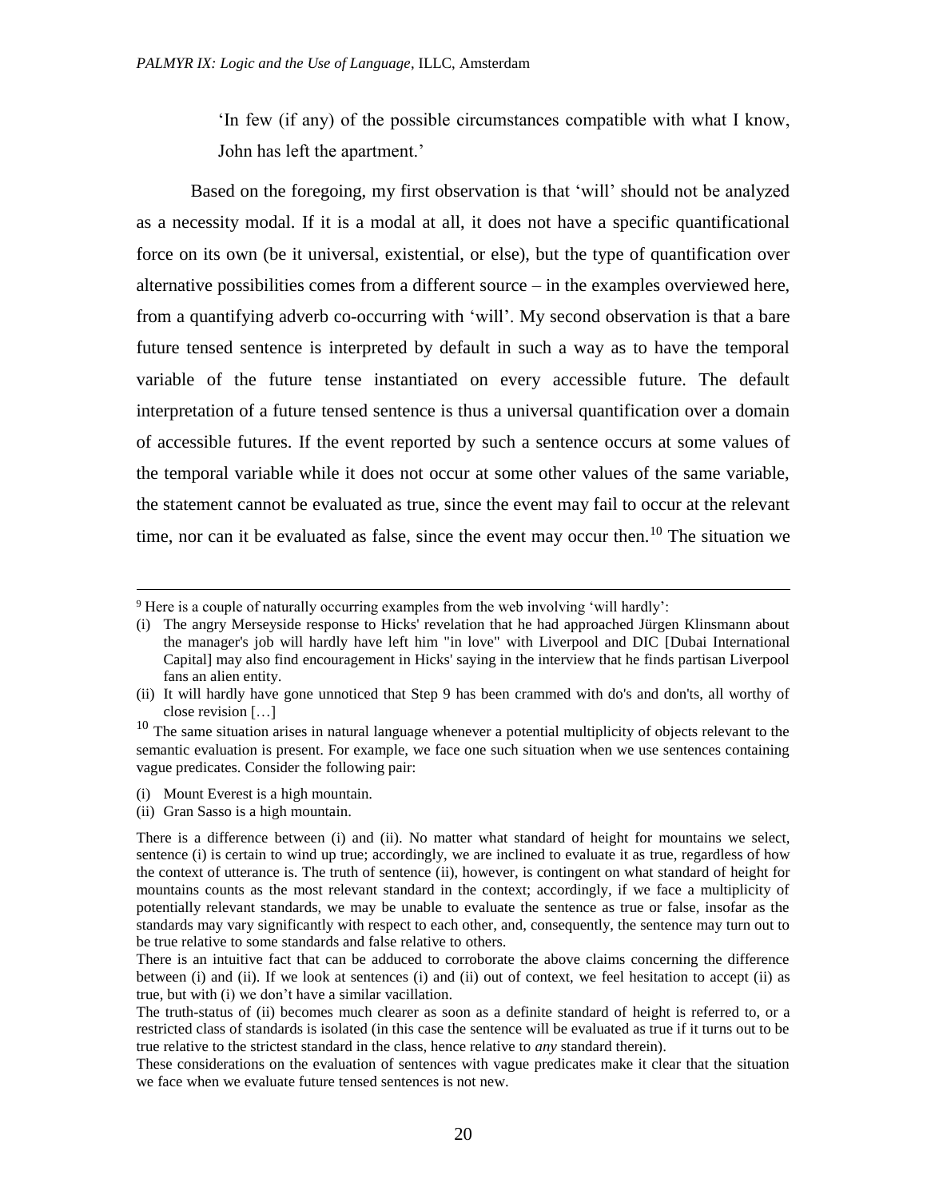'In few (if any) of the possible circumstances compatible with what I know, John has left the apartment.'

Based on the foregoing, my first observation is that 'will' should not be analyzed as a necessity modal. If it is a modal at all, it does not have a specific quantificational force on its own (be it universal, existential, or else), but the type of quantification over alternative possibilities comes from a different source – in the examples overviewed here, from a quantifying adverb co-occurring with 'will'. My second observation is that a bare future tensed sentence is interpreted by default in such a way as to have the temporal variable of the future tense instantiated on every accessible future. The default interpretation of a future tensed sentence is thus a universal quantification over a domain of accessible futures. If the event reported by such a sentence occurs at some values of the temporal variable while it does not occur at some other values of the same variable, the statement cannot be evaluated as true, since the event may fail to occur at the relevant time, nor can it be evaluated as false, since the event may occur then.[10] The situation we

---

[9] Here is a couple of naturally occurring examples from the web involving 'will hardly':

(i) The angry Merseyside response to Hicks' revelation that he had approached Jürgen Klinsmann about the manager's job will hardly have left him "in love" with Liverpool and DIC [Dubai International Capital] may also find encouragement in Hicks' saying in the interview that he finds partisan Liverpool fans an alien entity.

(ii) It will hardly have gone unnoticed that Step 9 has been crammed with do's and don'ts, all worthy of close revision […]

[10] The same situation arises in natural language whenever a potential multiplicity of objects relevant to the semantic evaluation is present. For example, we face one such situation when we use sentences containing vague predicates. Consider the following pair:

(i) Mount Everest is a high mountain.

(ii) Gran Sasso is a high mountain.

There is a difference between (i) and (ii). No matter what standard of height for mountains we select, sentence (i) is certain to wind up true; accordingly, we are inclined to evaluate it as true, regardless of how the context of utterance is. The truth of sentence (ii), however, is contingent on what standard of height for mountains counts as the most relevant standard in the context; accordingly, if we face a multiplicity of potentially relevant standards, we may be unable to evaluate the sentence as true or false, insofar as the standards may vary significantly with respect to each other, and, consequently, the sentence may turn out to be true relative to some standards and false relative to others.

There is an intuitive fact that can be adduced to corroborate the above claims concerning the difference between (i) and (ii). If we look at sentences (i) and (ii) out of context, we feel hesitation to accept (ii) as true, but with (i) we don't have a similar vacillation.

The truth-status of (ii) becomes much clearer as soon as a definite standard of height is referred to, or a restricted class of standards is isolated (in this case the sentence will be evaluated as true if it turns out to be true relative to the strictest standard in the class, hence relative to *any* standard therein).

These considerations on the evaluation of sentences with vague predicates make it clear that the situation we face when we evaluate future tensed sentences is not new.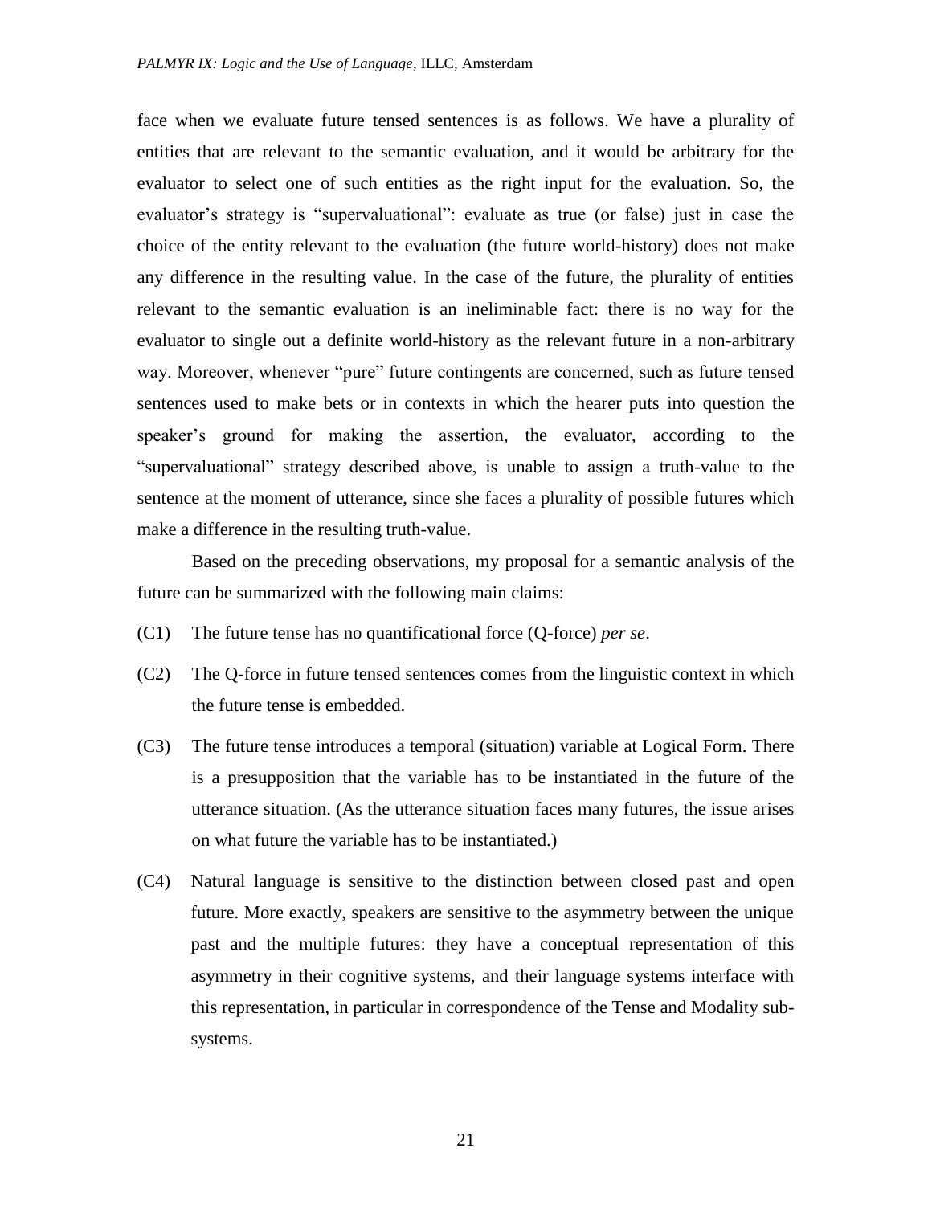face when we evaluate future tensed sentences is as follows. We have a plurality of entities that are relevant to the semantic evaluation, and it would be arbitrary for the evaluator to select one of such entities as the right input for the evaluation. So, the evaluator's strategy is "supervaluational": evaluate as true (or false) just in case the choice of the entity relevant to the evaluation (the future world-history) does not make any difference in the resulting value. In the case of the future, the plurality of entities relevant to the semantic evaluation is an ineliminable fact: there is no way for the evaluator to single out a definite world-history as the relevant future in a non-arbitrary way. Moreover, whenever "pure" future contingents are concerned, such as future tensed sentences used to make bets or in contexts in which the hearer puts into question the speaker's ground for making the assertion, the evaluator, according to the "supervaluational" strategy described above, is unable to assign a truth-value to the sentence at the moment of utterance, since she faces a plurality of possible futures which make a difference in the resulting truth-value.

Based on the preceding observations, my proposal for a semantic analysis of the future can be summarized with the following main claims:

(C1) The future tense has no quantificational force (Q-force) *per se*.

(C2) The Q-force in future tensed sentences comes from the linguistic context in which the future tense is embedded.

(C3) The future tense introduces a temporal (situation) variable at Logical Form. There is a presupposition that the variable has to be instantiated in the future of the utterance situation. (As the utterance situation faces many futures, the issue arises on what future the variable has to be instantiated.)

(C4) Natural language is sensitive to the distinction between closed past and open future. More exactly, speakers are sensitive to the asymmetry between the unique past and the multiple futures: they have a conceptual representation of this asymmetry in their cognitive systems, and their language systems interface with this representation, in particular in correspondence of the Tense and Modality sub-systems.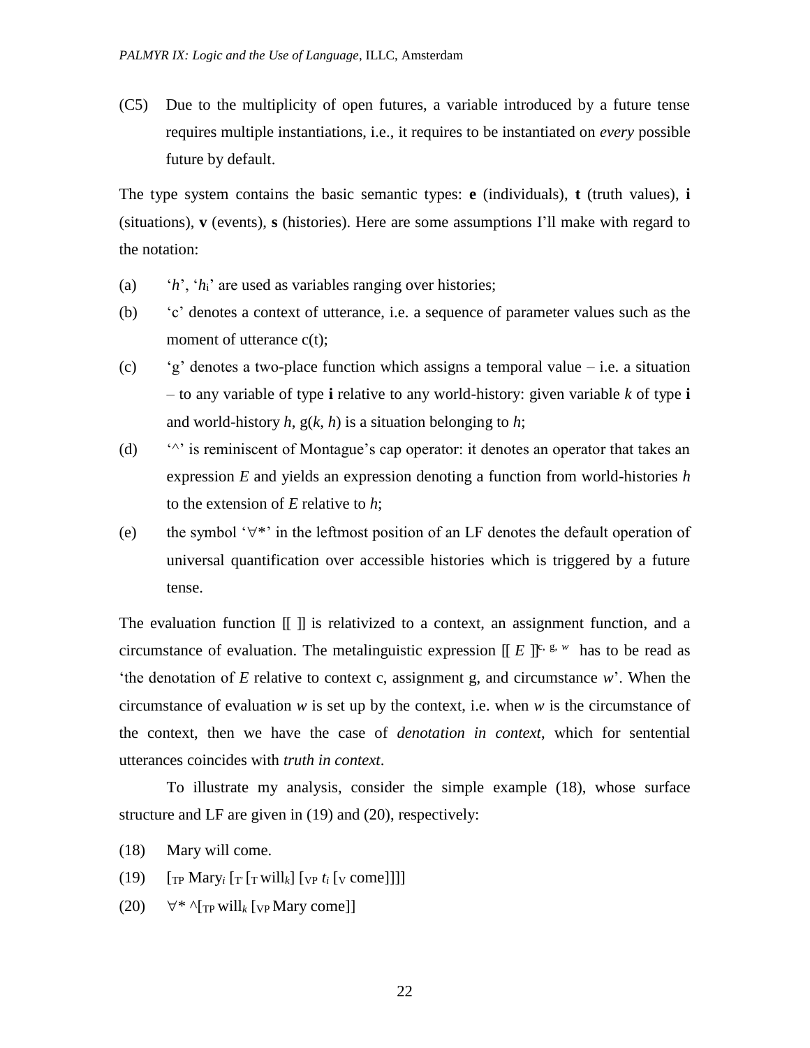(C5) Due to the multiplicity of open futures, a variable introduced by a future tense requires multiple instantiations, i.e., it requires to be instantiated on *every* possible future by default.

The type system contains the basic semantic types: **e** (individuals), **t** (truth values), **i** (situations), **v** (events), **s** (histories). Here are some assumptions I'll make with regard to the notation:

(a) '$h$', '$h_i$' are used as variables ranging over histories;

(b) 'c' denotes a context of utterance, i.e. a sequence of parameter values such as the moment of utterance c(t);

(c) 'g' denotes a two-place function which assigns a temporal value – i.e. a situation – to any variable of type **i** relative to any world-history: given variable $k$ of type **i** and world-history $h$, g($k$, $h$) is a situation belonging to $h$;

(d) '^' is reminiscent of Montague's cap operator: it denotes an operator that takes an expression $E$ and yields an expression denoting a function from world-histories $h$ to the extension of $E$ relative to $h$;

(e) the symbol '∀*' in the leftmost position of an LF denotes the default operation of universal quantification over accessible histories which is triggered by a future tense.

The evaluation function [[ ]] is relativized to a context, an assignment function, and a circumstance of evaluation. The metalinguistic expression $[[\, E\, ]]^{c,\, g,\, w}$ has to be read as 'the denotation of $E$ relative to context c, assignment g, and circumstance $w$'. When the circumstance of evaluation $w$ is set up by the context, i.e. when $w$ is the circumstance of the context, then we have the case of *denotation in context*, which for sentential utterances coincides with *truth in context*.

To illustrate my analysis, consider the simple example (18), whose surface structure and LF are given in (19) and (20), respectively:

(18) Mary will come.

(19) $[_{TP}\ \text{Mary}_i\ [_{T'}\ [_{T}\ \text{will}_k]\ [_{VP}\ t_i\ [_{V}\ \text{come}]]]]$

(20) $\forall^*\ {}^\wedge[_{TP}\ \text{will}_k\ [_{VP}\ \text{Mary come}]]$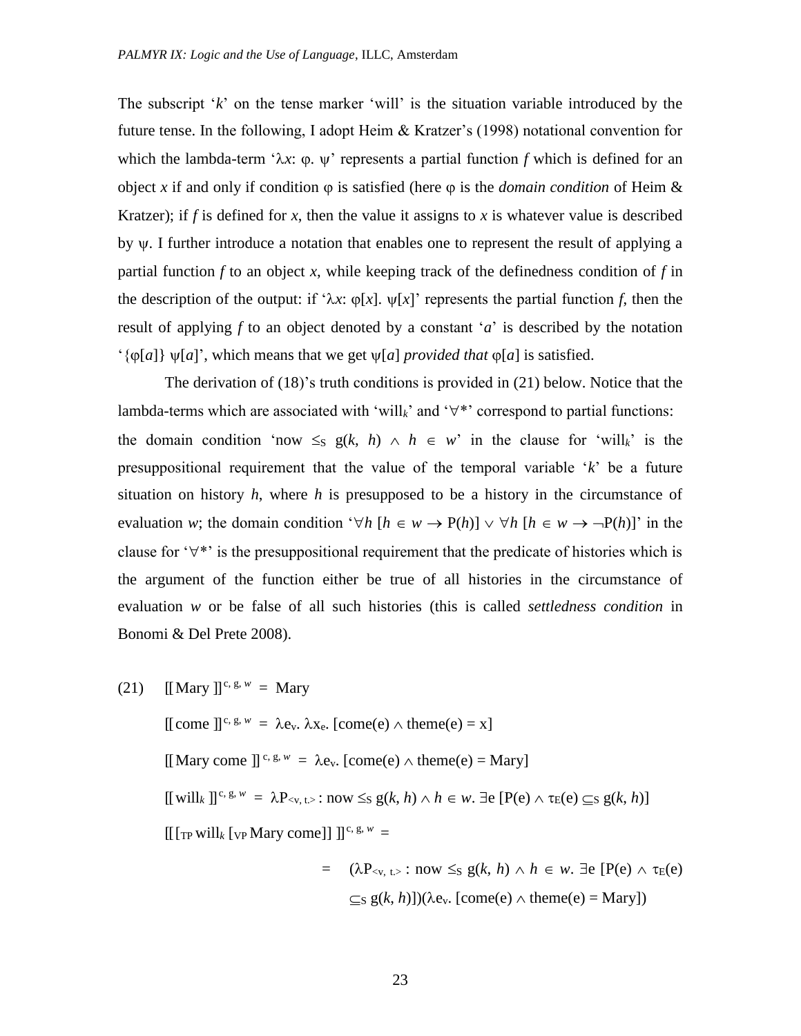The subscript '*k*' on the tense marker 'will' is the situation variable introduced by the future tense. In the following, I adopt Heim & Kratzer's (1998) notational convention for which the lambda-term '$\lambda x$: $\varphi$. $\psi$' represents a partial function *f* which is defined for an object *x* if and only if condition $\varphi$ is satisfied (here $\varphi$ is the *domain condition* of Heim & Kratzer); if *f* is defined for *x*, then the value it assigns to *x* is whatever value is described by $\psi$. I further introduce a notation that enables one to represent the result of applying a partial function *f* to an object *x*, while keeping track of the definedness condition of *f* in the description of the output: if '$\lambda x$: $\varphi[x]$. $\psi[x]$' represents the partial function *f*, then the result of applying *f* to an object denoted by a constant '*a*' is described by the notation '$\{\varphi[a]\}\ \psi[a]$', which means that we get $\psi[a]$ *provided that* $\varphi[a]$ is satisfied.

The derivation of (18)'s truth conditions is provided in (21) below. Notice that the lambda-terms which are associated with '$\text{will}_k$' and '$\forall$*' correspond to partial functions: the domain condition 'now $\leq_S$ g($k$, $h$) $\wedge$ $h \in w$' in the clause for '$\text{will}_k$' is the presuppositional requirement that the value of the temporal variable '*k*' be a future situation on history *h*, where *h* is presupposed to be a history in the circumstance of evaluation *w*; the domain condition '$\forall h\ [h \in w \rightarrow \text{P}(h)] \vee \forall h\ [h \in w \rightarrow \neg\text{P}(h)]$' in the clause for '$\forall$*' is the presuppositional requirement that the predicate of histories which is the argument of the function either be true of all histories in the circumstance of evaluation *w* or be false of all such histories (this is called *settledness condition* in Bonomi & Del Prete 2008).

(21) $[[\text{Mary}]]^{c,\,g,\,w} = \text{Mary}$

$[[\text{come}]]^{c,\,g,\,w} = \lambda e_v.\ \lambda x_e.\ [\text{come}(e) \wedge \text{theme}(e) = x]$

$[[\text{Mary come}]]^{c,\,g,\,w} = \lambda e_v.\ [\text{come}(e) \wedge \text{theme}(e) = \text{Mary}]$

$[[\text{will}_k]]^{c,\,g,\,w} = \lambda P_{<v,\,t.>} : \text{now} \leq_S g(k, h) \wedge h \in w.\ \exists e\ [P(e) \wedge \tau_E(e) \subseteq_S g(k, h)]$

$[[\,[_{TP}\ \text{will}_k\ [_{VP}\ \text{Mary come}]]\,]]^{c,\,g,\,w} =$

$= (\lambda P_{<v,\,t.>} : \text{now} \leq_S g(k, h) \wedge h \in w.\ \exists e\ [P(e) \wedge \tau_E(e) \subseteq_S g(k, h)])(\lambda e_v.\ [\text{come}(e) \wedge \text{theme}(e) = \text{Mary}])$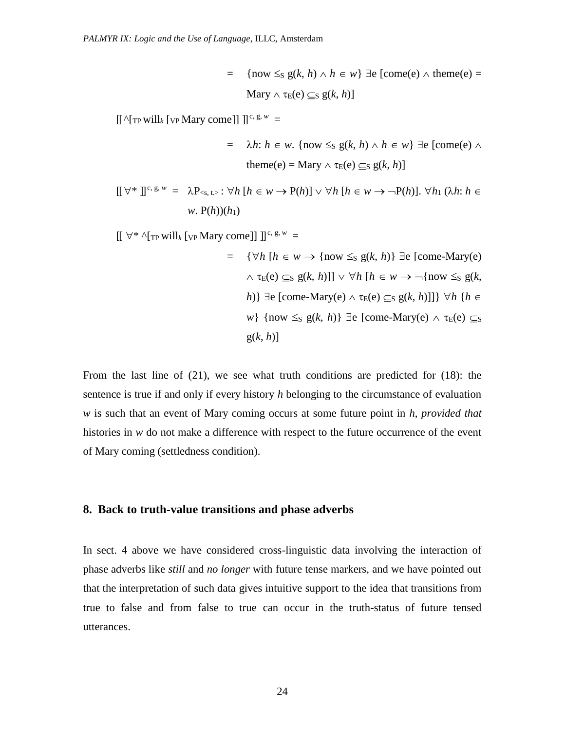$=\quad \{\text{now} \leq_S g(k, h) \wedge h \in w\}\ \exists e\ [\text{come}(e) \wedge \text{theme}(e) = \text{Mary} \wedge \tau_E(e) \subseteq_S g(k, h)]$

$[[\,{}^\wedge[_{TP}\ \text{will}_k\ [_{VP}\ \text{Mary come}]]\,]]^{c, g, w} =$

$=\quad \lambda h\!: h \in w.\ \{\text{now} \leq_S g(k, h) \wedge h \in w\}\ \exists e\ [\text{come}(e) \wedge \text{theme}(e) = \text{Mary} \wedge \tau_E(e) \subseteq_S g(k, h)]$

$[[\,\forall^*\,]]^{c, g, w} = \lambda P_{<s, t.>} : \forall h\ [h \in w \rightarrow P(h)] \vee \forall h\ [h \in w \rightarrow \neg P(h)].\ \forall h_1\ (\lambda h\!: h \in w.\ P(h))(h_1)$

$[[\,\forall^*\ {}^\wedge[_{TP}\ \text{will}_k\ [_{VP}\ \text{Mary come}]]\,]]^{c, g, w} =$

$=\quad \{\forall h\ [h \in w \rightarrow \{\text{now} \leq_S g(k, h)\}\ \exists e\ [\text{come-Mary}(e) \wedge \tau_E(e) \subseteq_S g(k, h)]] \vee \forall h\ [h \in w \rightarrow \neg\{\text{now} \leq_S g(k, h)\}\ \exists e\ [\text{come-Mary}(e) \wedge \tau_E(e) \subseteq_S g(k, h)]]\}\ \forall h\ \{h \in w\}\ \{\text{now} \leq_S g(k, h)\}\ \exists e\ [\text{come-Mary}(e) \wedge \tau_E(e) \subseteq_S g(k, h)]$

From the last line of (21), we see what truth conditions are predicted for (18): the sentence is true if and only if every history $h$ belonging to the circumstance of evaluation $w$ is such that an event of Mary coming occurs at some future point in $h$, *provided that* histories in $w$ do not make a difference with respect to the future occurrence of the event of Mary coming (settledness condition).

## 8. Back to truth-value transitions and phase adverbs

In sect. 4 above we have considered cross-linguistic data involving the interaction of phase adverbs like *still* and *no longer* with future tense markers, and we have pointed out that the interpretation of such data gives intuitive support to the idea that transitions from true to false and from false to true can occur in the truth-status of future tensed utterances.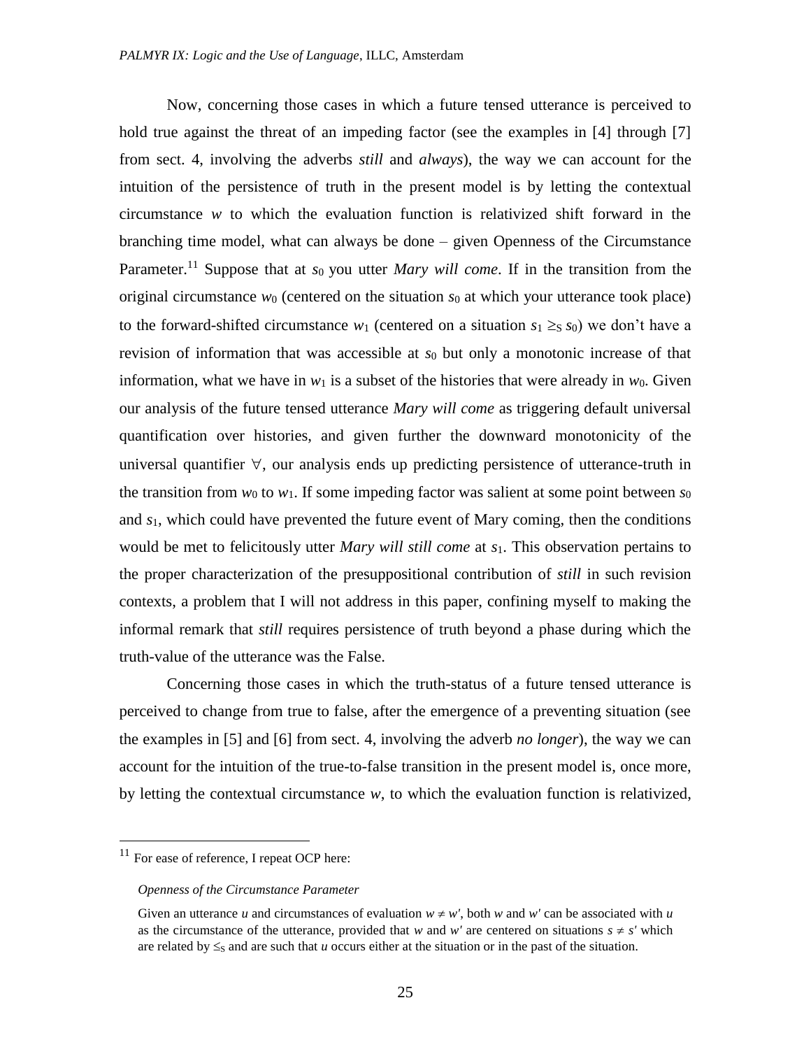Now, concerning those cases in which a future tensed utterance is perceived to hold true against the threat of an impeding factor (see the examples in [4] through [7] from sect. 4, involving the adverbs *still* and *always*), the way we can account for the intuition of the persistence of truth in the present model is by letting the contextual circumstance $w$ to which the evaluation function is relativized shift forward in the branching time model, what can always be done – given Openness of the Circumstance Parameter.[11] Suppose that at $s_0$ you utter *Mary will come*. If in the transition from the original circumstance $w_0$ (centered on the situation $s_0$ at which your utterance took place) to the forward-shifted circumstance $w_1$ (centered on a situation $s_1 \geq_S s_0$) we don't have a revision of information that was accessible at $s_0$ but only a monotonic increase of that information, what we have in $w_1$ is a subset of the histories that were already in $w_0$. Given our analysis of the future tensed utterance *Mary will come* as triggering default universal quantification over histories, and given further the downward monotonicity of the universal quantifier $\forall$, our analysis ends up predicting persistence of utterance-truth in the transition from $w_0$ to $w_1$. If some impeding factor was salient at some point between $s_0$ and $s_1$, which could have prevented the future event of Mary coming, then the conditions would be met to felicitously utter *Mary will still come* at $s_1$. This observation pertains to the proper characterization of the presuppositional contribution of *still* in such revision contexts, a problem that I will not address in this paper, confining myself to making the informal remark that *still* requires persistence of truth beyond a phase during which the truth-value of the utterance was the False.

Concerning those cases in which the truth-status of a future tensed utterance is perceived to change from true to false, after the emergence of a preventing situation (see the examples in [5] and [6] from sect. 4, involving the adverb *no longer*), the way we can account for the intuition of the true-to-false transition in the present model is, once more, by letting the contextual circumstance $w$, to which the evaluation function is relativized,

---

[11] For ease of reference, I repeat OCP here:

*Openness of the Circumstance Parameter*

Given an utterance $u$ and circumstances of evaluation $w \neq w'$, both $w$ and $w'$ can be associated with $u$ as the circumstance of the utterance, provided that $w$ and $w'$ are centered on situations $s \neq s'$ which are related by $\leq_S$ and are such that $u$ occurs either at the situation or in the past of the situation.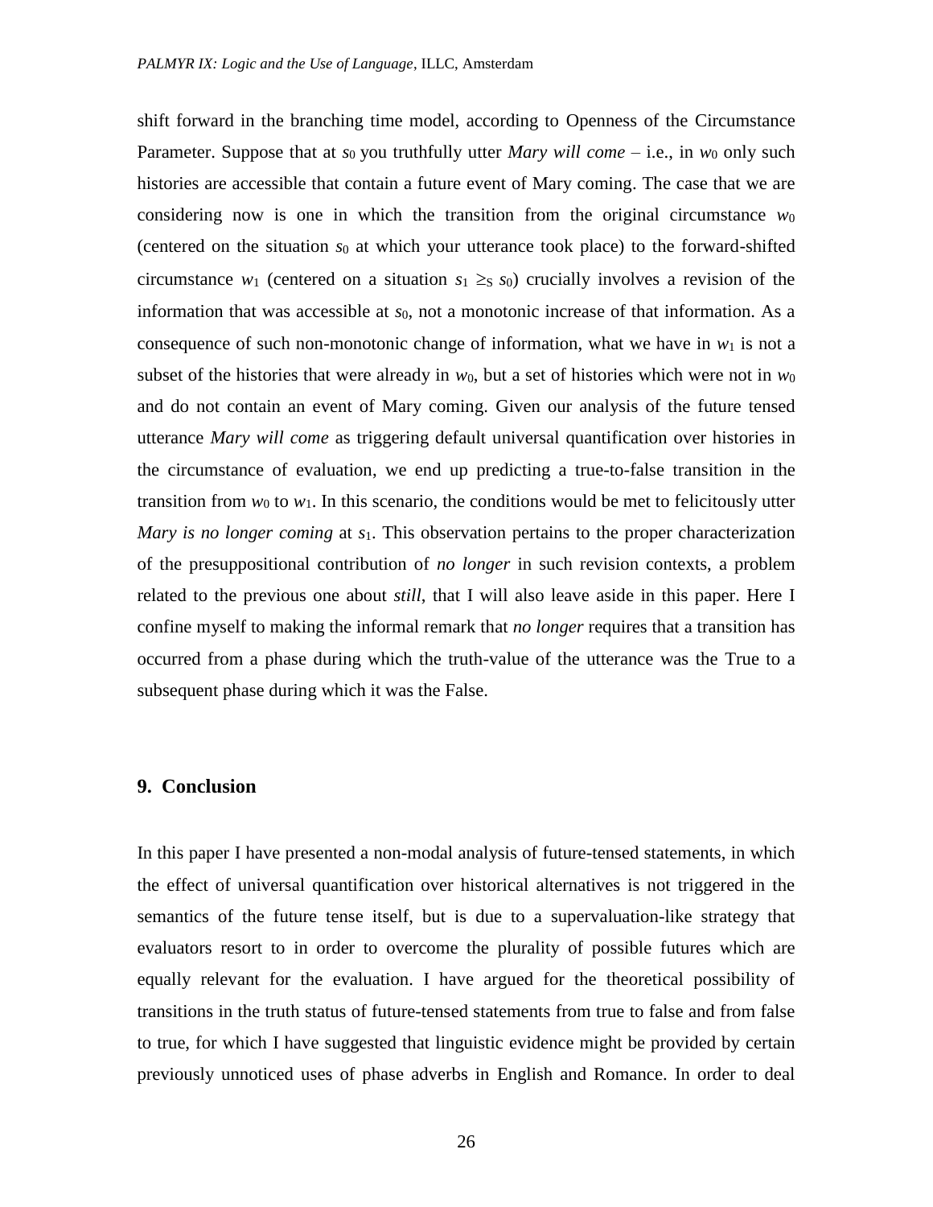shift forward in the branching time model, according to Openness of the Circumstance Parameter. Suppose that at $s_0$ you truthfully utter *Mary will come* – i.e., in $w_0$ only such histories are accessible that contain a future event of Mary coming. The case that we are considering now is one in which the transition from the original circumstance $w_0$ (centered on the situation $s_0$ at which your utterance took place) to the forward-shifted circumstance $w_1$ (centered on a situation $s_1 \geq_S s_0$) crucially involves a revision of the information that was accessible at $s_0$, not a monotonic increase of that information. As a consequence of such non-monotonic change of information, what we have in $w_1$ is not a subset of the histories that were already in $w_0$, but a set of histories which were not in $w_0$ and do not contain an event of Mary coming. Given our analysis of the future tensed utterance *Mary will come* as triggering default universal quantification over histories in the circumstance of evaluation, we end up predicting a true-to-false transition in the transition from $w_0$ to $w_1$. In this scenario, the conditions would be met to felicitously utter *Mary is no longer coming* at $s_1$. This observation pertains to the proper characterization of the presuppositional contribution of *no longer* in such revision contexts, a problem related to the previous one about *still*, that I will also leave aside in this paper. Here I confine myself to making the informal remark that *no longer* requires that a transition has occurred from a phase during which the truth-value of the utterance was the True to a subsequent phase during which it was the False.

## 9. Conclusion

In this paper I have presented a non-modal analysis of future-tensed statements, in which the effect of universal quantification over historical alternatives is not triggered in the semantics of the future tense itself, but is due to a supervaluation-like strategy that evaluators resort to in order to overcome the plurality of possible futures which are equally relevant for the evaluation. I have argued for the theoretical possibility of transitions in the truth status of future-tensed statements from true to false and from false to true, for which I have suggested that linguistic evidence might be provided by certain previously unnoticed uses of phase adverbs in English and Romance. In order to deal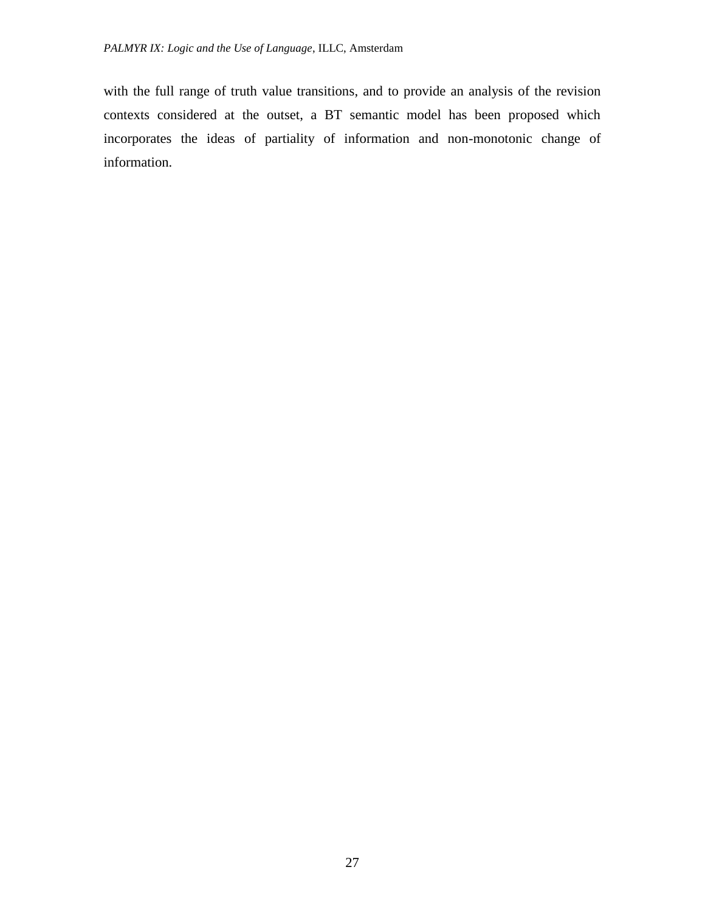with the full range of truth value transitions, and to provide an analysis of the revision contexts considered at the outset, a BT semantic model has been proposed which incorporates the ideas of partiality of information and non-monotonic change of information.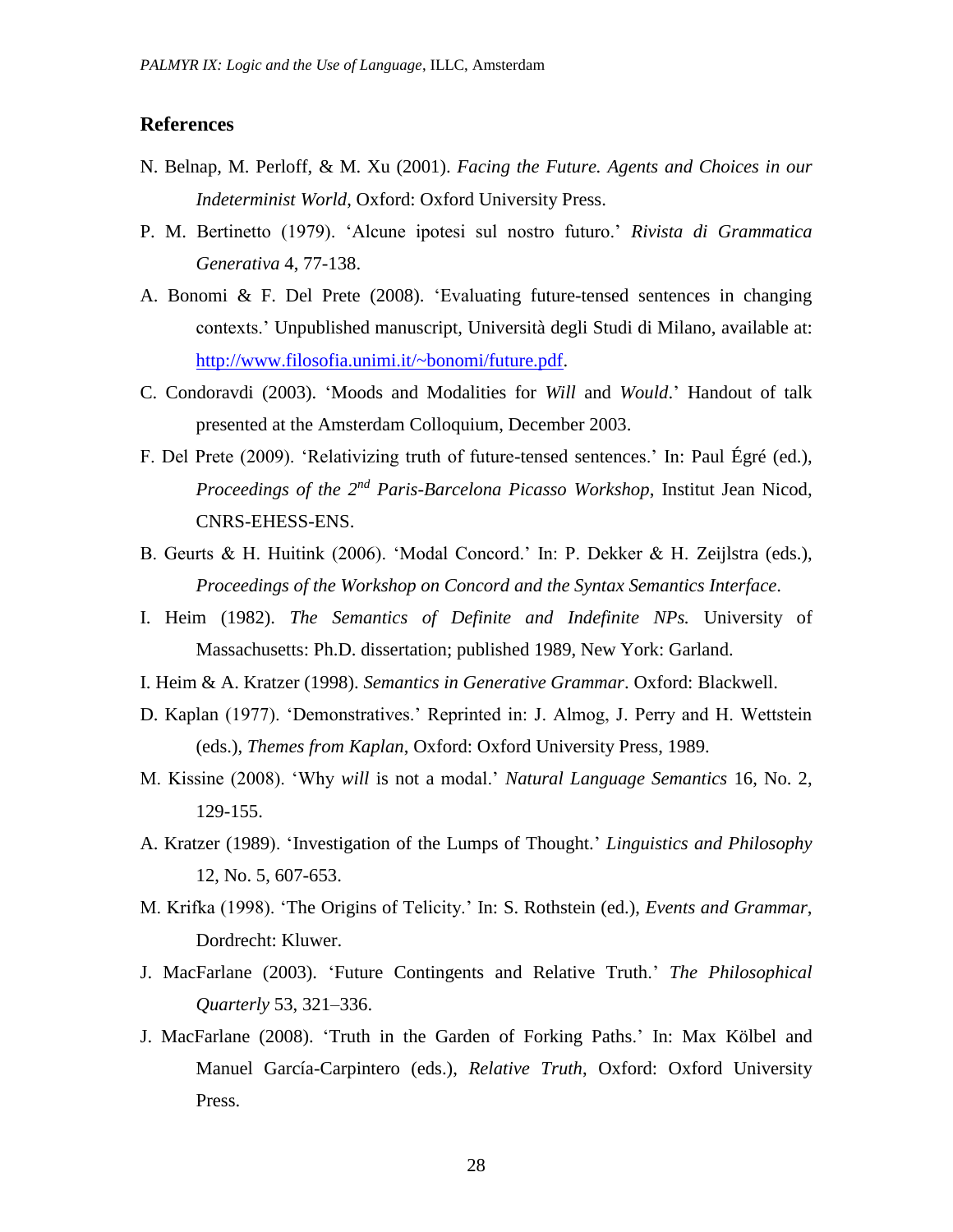## References

N. Belnap, M. Perloff, & M. Xu (2001). *Facing the Future. Agents and Choices in our Indeterminist World*, Oxford: Oxford University Press.

P. M. Bertinetto (1979). 'Alcune ipotesi sul nostro futuro.' *Rivista di Grammatica Generativa* 4, 77-138.

A. Bonomi & F. Del Prete (2008). 'Evaluating future-tensed sentences in changing contexts.' Unpublished manuscript, Università degli Studi di Milano, available at: http://www.filosofia.unimi.it/~bonomi/future.pdf.

C. Condoravdi (2003). 'Moods and Modalities for *Will* and *Would*.' Handout of talk presented at the Amsterdam Colloquium, December 2003.

F. Del Prete (2009). 'Relativizing truth of future-tensed sentences.' In: Paul Égré (ed.), *Proceedings of the 2nd Paris-Barcelona Picasso Workshop*, Institut Jean Nicod, CNRS-EHESS-ENS.

B. Geurts & H. Huitink (2006). 'Modal Concord.' In: P. Dekker & H. Zeijlstra (eds.), *Proceedings of the Workshop on Concord and the Syntax Semantics Interface*.

I. Heim (1982). *The Semantics of Definite and Indefinite NPs.* University of Massachusetts: Ph.D. dissertation; published 1989, New York: Garland.

I. Heim & A. Kratzer (1998). *Semantics in Generative Grammar*. Oxford: Blackwell.

D. Kaplan (1977). 'Demonstratives.' Reprinted in: J. Almog, J. Perry and H. Wettstein (eds.), *Themes from Kaplan*, Oxford: Oxford University Press, 1989.

M. Kissine (2008). 'Why *will* is not a modal.' *Natural Language Semantics* 16, No. 2, 129-155.

A. Kratzer (1989). 'Investigation of the Lumps of Thought.' *Linguistics and Philosophy* 12, No. 5, 607-653.

M. Krifka (1998). 'The Origins of Telicity.' In: S. Rothstein (ed.), *Events and Grammar*, Dordrecht: Kluwer.

J. MacFarlane (2003). 'Future Contingents and Relative Truth.' *The Philosophical Quarterly* 53, 321–336.

J. MacFarlane (2008). 'Truth in the Garden of Forking Paths.' In: Max Kölbel and Manuel García-Carpintero (eds.), *Relative Truth*, Oxford: Oxford University Press.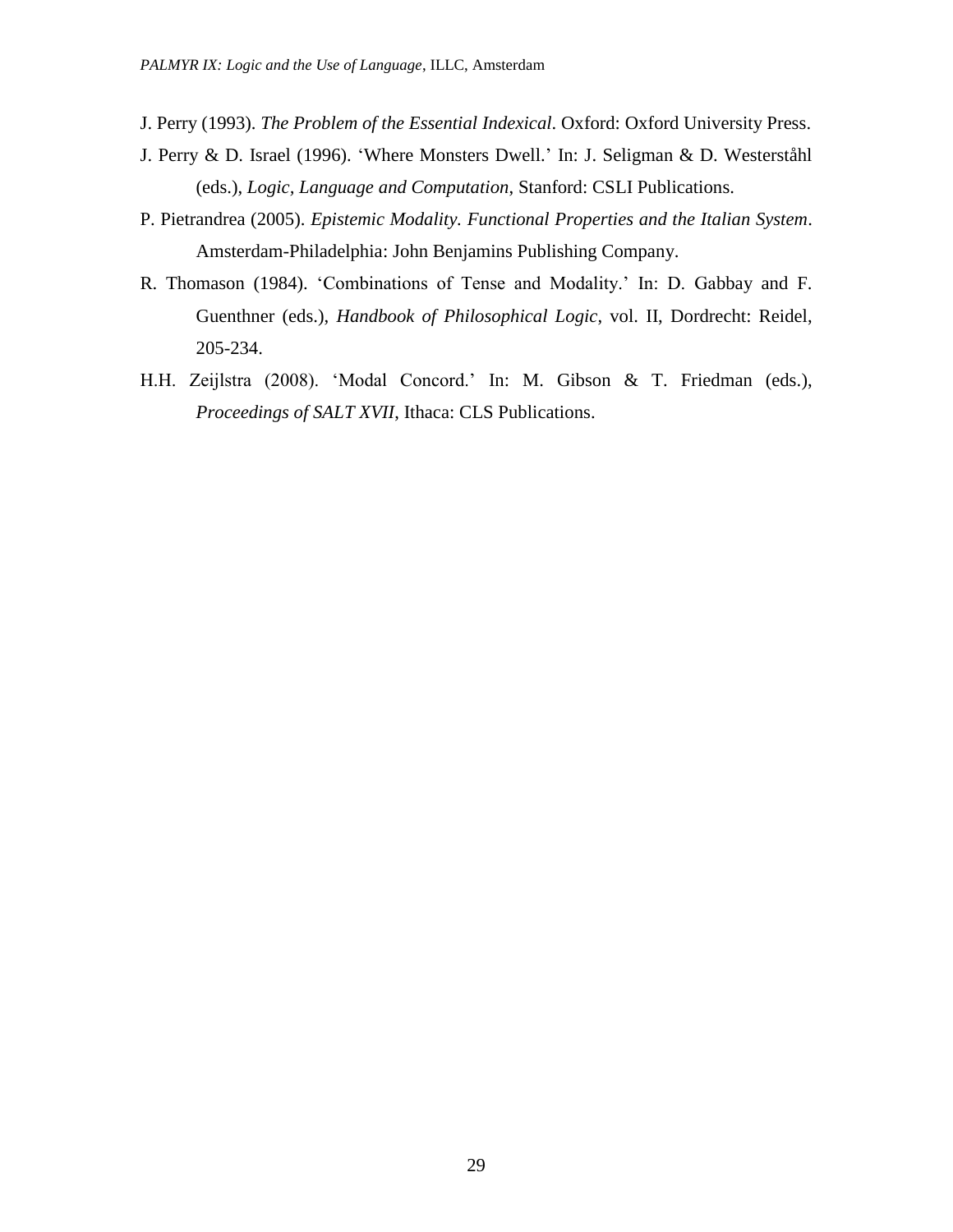J. Perry (1993). *The Problem of the Essential Indexical*. Oxford: Oxford University Press.

J. Perry & D. Israel (1996). 'Where Monsters Dwell.' In: J. Seligman & D. Westerståhl (eds.), *Logic, Language and Computation*, Stanford: CSLI Publications.

P. Pietrandrea (2005). *Epistemic Modality. Functional Properties and the Italian System*. Amsterdam-Philadelphia: John Benjamins Publishing Company.

R. Thomason (1984). 'Combinations of Tense and Modality.' In: D. Gabbay and F. Guenthner (eds.), *Handbook of Philosophical Logic*, vol. II, Dordrecht: Reidel, 205-234.

H.H. Zeijlstra (2008). 'Modal Concord.' In: M. Gibson & T. Friedman (eds.), *Proceedings of SALT XVII*, Ithaca: CLS Publications.